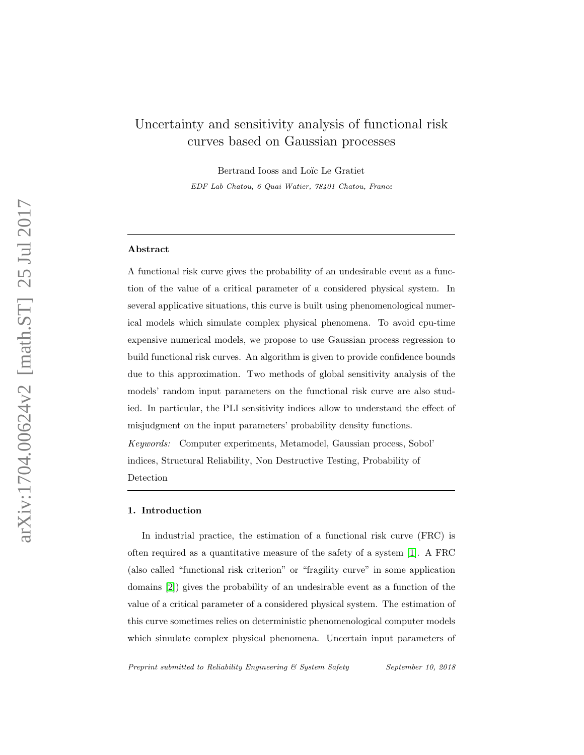# Uncertainty and sensitivity analysis of functional risk curves based on Gaussian processes

Bertrand Iooss and Loïc Le Gratiet

*EDF Lab Chatou, 6 Quai Watier, 78401 Chatou, France*

---

## Abstract

A functional risk curve gives the probability of an undesirable event as a function of the value of a critical parameter of a considered physical system. In several applicative situations, this curve is built using phenomenological numerical models which simulate complex physical phenomena. To avoid cpu-time expensive numerical models, we propose to use Gaussian process regression to build functional risk curves. An algorithm is given to provide confidence bounds due to this approximation. Two methods of global sensitivity analysis of the models' random input parameters on the functional risk curve are also studied. In particular, the PLI sensitivity indices allow to understand the effect of misjudgment on the input parameters' probability density functions.

*Keywords:* Computer experiments, Metamodel, Gaussian process, Sobol' indices, Structural Reliability, Non Destructive Testing, Probability of Detection

---

## 1. Introduction

In industrial practice, the estimation of a functional risk curve (FRC) is often required as a quantitative measure of the safety of a system [1]. A FRC (also called "functional risk criterion" or "fragility curve" in some application domains [2]) gives the probability of an undesirable event as a function of the value of a critical parameter of a considered physical system. The estimation of this curve sometimes relies on deterministic phenomenological computer models which simulate complex physical phenomena. Uncertain input parameters of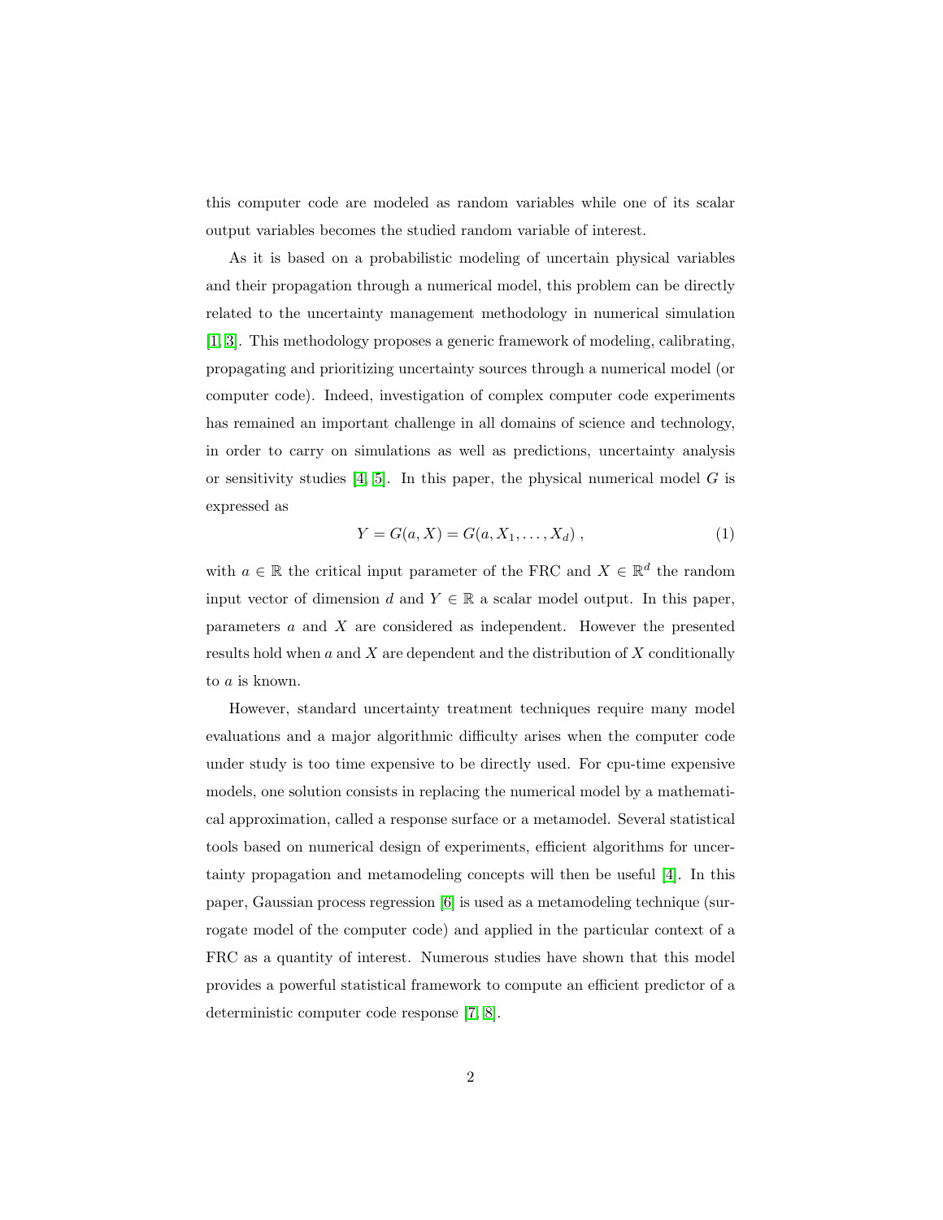this computer code are modeled as random variables while one of its scalar output variables becomes the studied random variable of interest.

As it is based on a probabilistic modeling of uncertain physical variables and their propagation through a numerical model, this problem can be directly related to the uncertainty management methodology in numerical simulation [1, 3]. This methodology proposes a generic framework of modeling, calibrating, propagating and prioritizing uncertainty sources through a numerical model (or computer code). Indeed, investigation of complex computer code experiments has remained an important challenge in all domains of science and technology, in order to carry on simulations as well as predictions, uncertainty analysis or sensitivity studies [4, 5]. In this paper, the physical numerical model $G$ is expressed as

$$Y = G(a, X) = G(a, X_1, \ldots, X_d) \,, \tag{1}$$

with $a \in \mathbb{R}$ the critical input parameter of the FRC and $X \in \mathbb{R}^d$ the random input vector of dimension $d$ and $Y \in \mathbb{R}$ a scalar model output. In this paper, parameters $a$ and $X$ are considered as independent. However the presented results hold when $a$ and $X$ are dependent and the distribution of $X$ conditionally to $a$ is known.

However, standard uncertainty treatment techniques require many model evaluations and a major algorithmic difficulty arises when the computer code under study is too time expensive to be directly used. For cpu-time expensive models, one solution consists in replacing the numerical model by a mathematical approximation, called a response surface or a metamodel. Several statistical tools based on numerical design of experiments, efficient algorithms for uncertainty propagation and metamodeling concepts will then be useful [4]. In this paper, Gaussian process regression [6] is used as a metamodeling technique (surrogate model of the computer code) and applied in the particular context of a FRC as a quantity of interest. Numerous studies have shown that this model provides a powerful statistical framework to compute an efficient predictor of a deterministic computer code response [7, 8].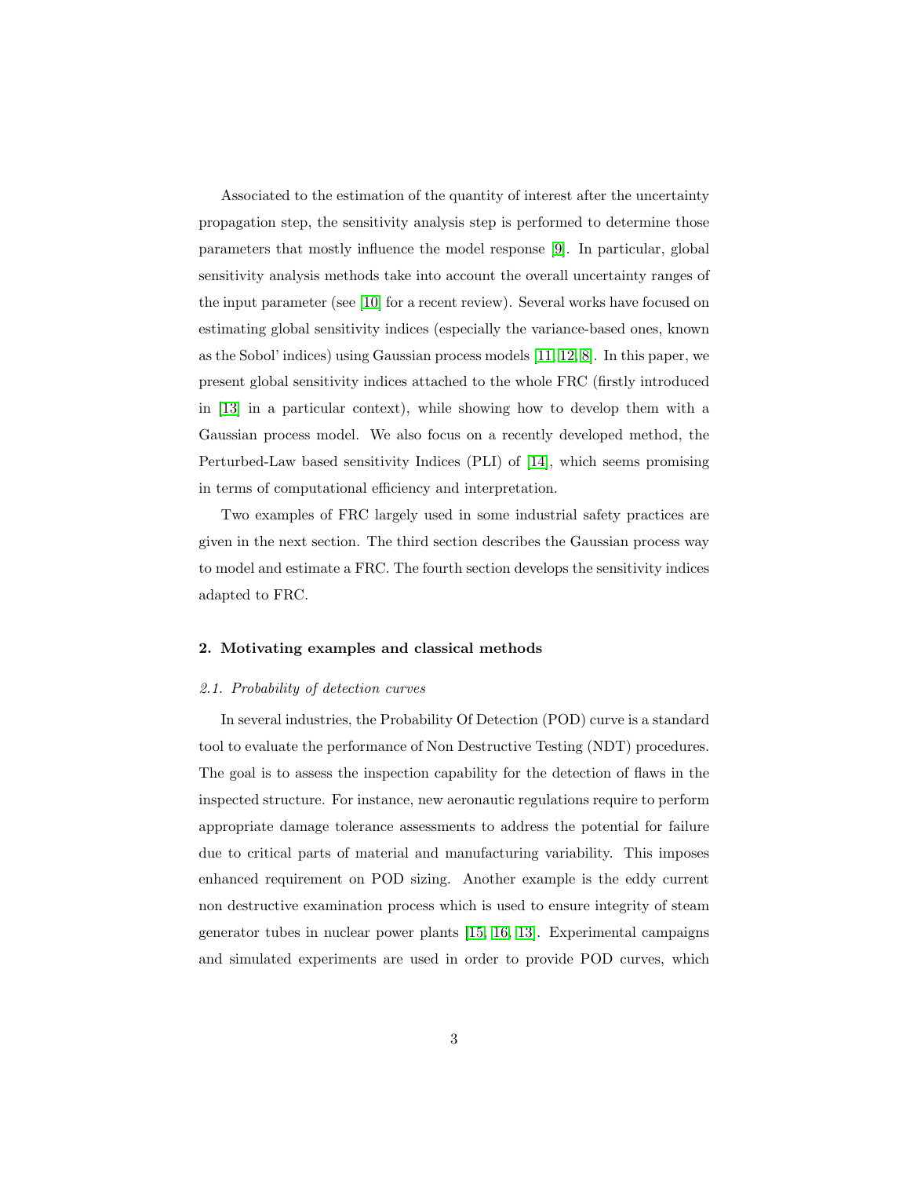Associated to the estimation of the quantity of interest after the uncertainty propagation step, the sensitivity analysis step is performed to determine those parameters that mostly influence the model response [9]. In particular, global sensitivity analysis methods take into account the overall uncertainty ranges of the input parameter (see [10] for a recent review). Several works have focused on estimating global sensitivity indices (especially the variance-based ones, known as the Sobol' indices) using Gaussian process models [11, 12, 8]. In this paper, we present global sensitivity indices attached to the whole FRC (firstly introduced in [13] in a particular context), while showing how to develop them with a Gaussian process model. We also focus on a recently developed method, the Perturbed-Law based sensitivity Indices (PLI) of [14], which seems promising in terms of computational efficiency and interpretation.

Two examples of FRC largely used in some industrial safety practices are given in the next section. The third section describes the Gaussian process way to model and estimate a FRC. The fourth section develops the sensitivity indices adapted to FRC.

## 2. Motivating examples and classical methods

### 2.1. Probability of detection curves

In several industries, the Probability Of Detection (POD) curve is a standard tool to evaluate the performance of Non Destructive Testing (NDT) procedures. The goal is to assess the inspection capability for the detection of flaws in the inspected structure. For instance, new aeronautic regulations require to perform appropriate damage tolerance assessments to address the potential for failure due to critical parts of material and manufacturing variability. This imposes enhanced requirement on POD sizing. Another example is the eddy current non destructive examination process which is used to ensure integrity of steam generator tubes in nuclear power plants [15, 16, 13]. Experimental campaigns and simulated experiments are used in order to provide POD curves, which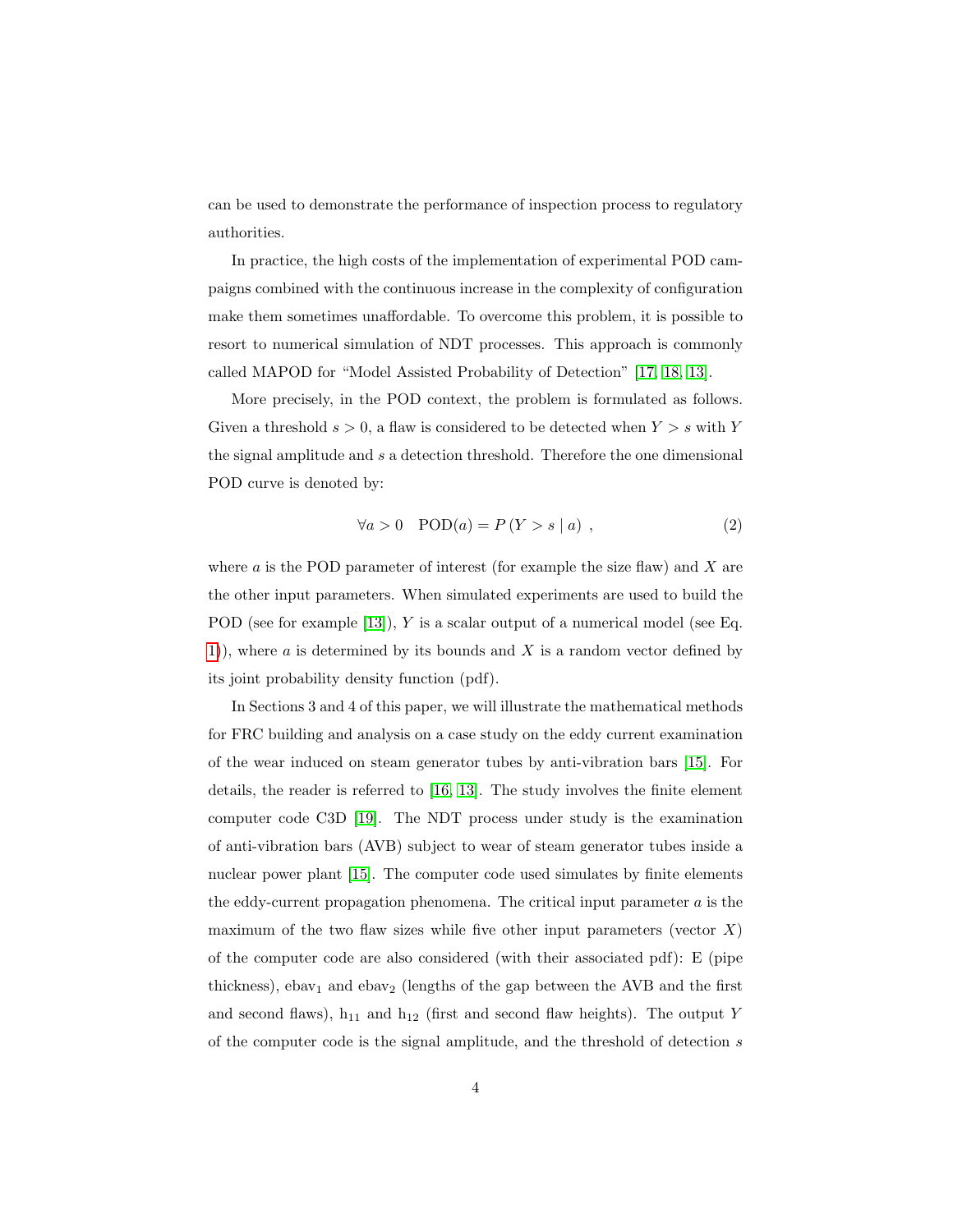can be used to demonstrate the performance of inspection process to regulatory authorities.

In practice, the high costs of the implementation of experimental POD campaigns combined with the continuous increase in the complexity of configuration make them sometimes unaffordable. To overcome this problem, it is possible to resort to numerical simulation of NDT processes. This approach is commonly called MAPOD for "Model Assisted Probability of Detection" [17, 18, 13].

More precisely, in the POD context, the problem is formulated as follows. Given a threshold $s > 0$, a flaw is considered to be detected when $Y > s$ with $Y$ the signal amplitude and $s$ a detection threshold. Therefore the one dimensional POD curve is denoted by:

$$\forall a > 0 \quad \text{POD}(a) = P\left(Y > s \mid a\right) \,, \tag{2}$$

where $a$ is the POD parameter of interest (for example the size flaw) and $X$ are the other input parameters. When simulated experiments are used to build the POD (see for example [13]), $Y$ is a scalar output of a numerical model (see Eq. 1), where $a$ is determined by its bounds and $X$ is a random vector defined by its joint probability density function (pdf).

In Sections 3 and 4 of this paper, we will illustrate the mathematical methods for FRC building and analysis on a case study on the eddy current examination of the wear induced on steam generator tubes by anti-vibration bars [15]. For details, the reader is referred to [16, 13]. The study involves the finite element computer code C3D [19]. The NDT process under study is the examination of anti-vibration bars (AVB) subject to wear of steam generator tubes inside a nuclear power plant [15]. The computer code used simulates by finite elements the eddy-current propagation phenomena. The critical input parameter $a$ is the maximum of the two flaw sizes while five other input parameters (vector $X$) of the computer code are also considered (with their associated pdf): E (pipe thickness), $\text{ebav}_1$ and $\text{ebav}_2$ (lengths of the gap between the AVB and the first and second flaws), $\text{h}_{11}$ and $\text{h}_{12}$ (first and second flaw heights). The output $Y$ of the computer code is the signal amplitude, and the threshold of detection $s$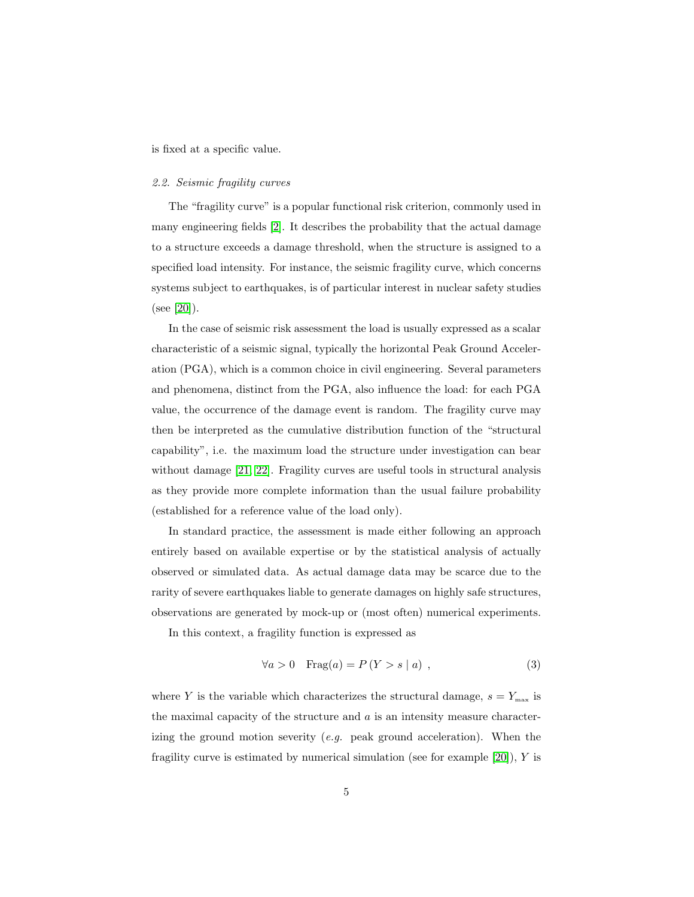is fixed at a specific value.

### 2.2. Seismic fragility curves

The “fragility curve” is a popular functional risk criterion, commonly used in many engineering fields [2]. It describes the probability that the actual damage to a structure exceeds a damage threshold, when the structure is assigned to a specified load intensity. For instance, the seismic fragility curve, which concerns systems subject to earthquakes, is of particular interest in nuclear safety studies (see [20]).

In the case of seismic risk assessment the load is usually expressed as a scalar characteristic of a seismic signal, typically the horizontal Peak Ground Acceleration (PGA), which is a common choice in civil engineering. Several parameters and phenomena, distinct from the PGA, also influence the load: for each PGA value, the occurrence of the damage event is random. The fragility curve may then be interpreted as the cumulative distribution function of the “structural capability”, i.e. the maximum load the structure under investigation can bear without damage [21, 22]. Fragility curves are useful tools in structural analysis as they provide more complete information than the usual failure probability (established for a reference value of the load only).

In standard practice, the assessment is made either following an approach entirely based on available expertise or by the statistical analysis of actually observed or simulated data. As actual damage data may be scarce due to the rarity of severe earthquakes liable to generate damages on highly safe structures, observations are generated by mock-up or (most often) numerical experiments.

In this context, a fragility function is expressed as

$$\forall a > 0 \quad \mathrm{Frag}(a) = P\left(Y > s \mid a\right) \,, \tag{3}$$

where $Y$ is the variable which characterizes the structural damage, $s = Y_{\max}$ is the maximal capacity of the structure and $a$ is an intensity measure characterizing the ground motion severity (*e.g.* peak ground acceleration). When the fragility curve is estimated by numerical simulation (see for example [20]), $Y$ is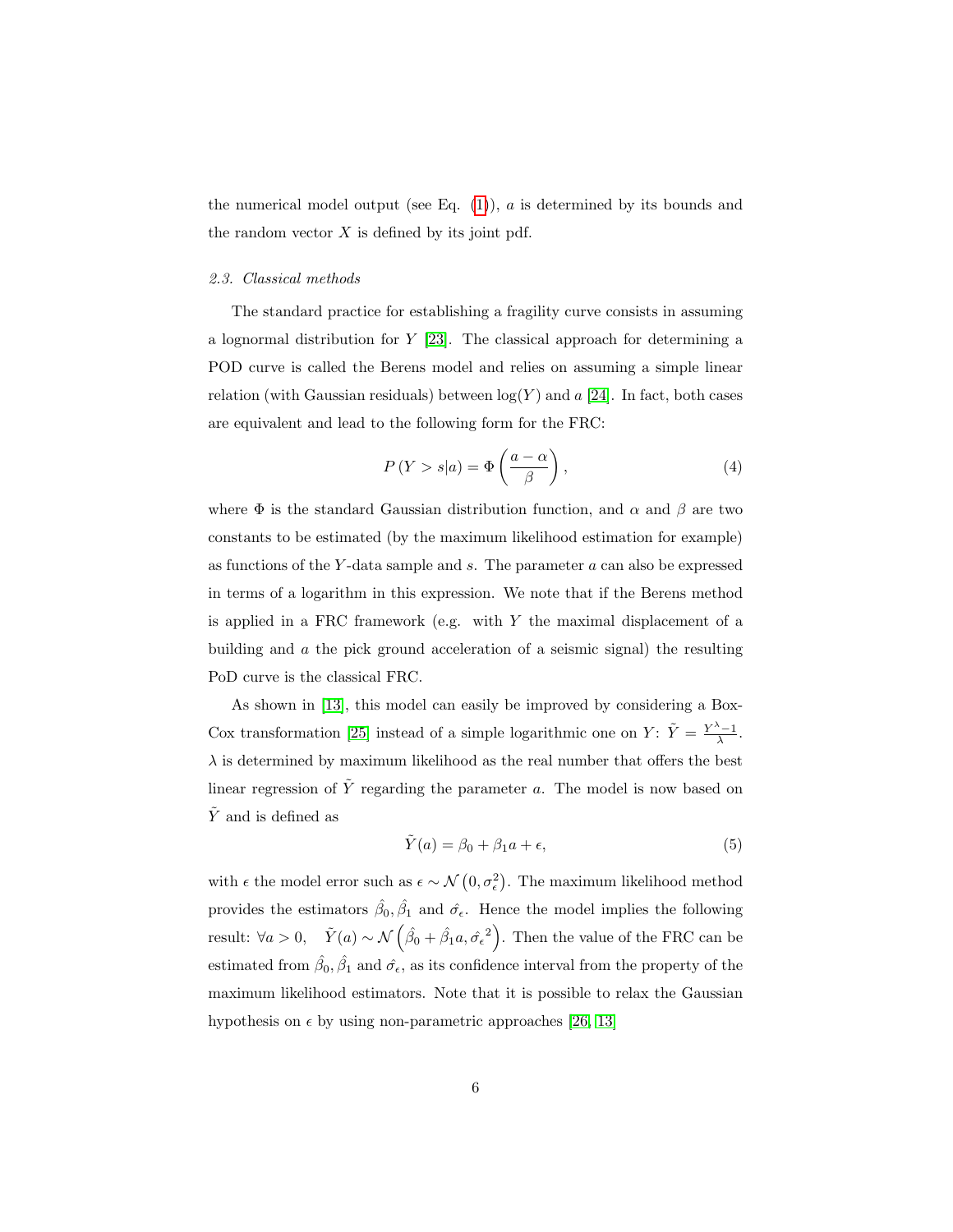the numerical model output (see Eq. (1)), $a$ is determined by its bounds and the random vector $X$ is defined by its joint pdf.

### *2.3. Classical methods*

The standard practice for establishing a fragility curve consists in assuming a lognormal distribution for $Y$ [23]. The classical approach for determining a POD curve is called the Berens model and relies on assuming a simple linear relation (with Gaussian residuals) between $\log(Y)$ and $a$ [24]. In fact, both cases are equivalent and lead to the following form for the FRC:

$$P\left(Y > s|a\right) = \Phi\left(\frac{a-\alpha}{\beta}\right), \tag{4}$$

where $\Phi$ is the standard Gaussian distribution function, and $\alpha$ and $\beta$ are two constants to be estimated (by the maximum likelihood estimation for example) as functions of the $Y$-data sample and $s$. The parameter $a$ can also be expressed in terms of a logarithm in this expression. We note that if the Berens method is applied in a FRC framework (e.g. with $Y$ the maximal displacement of a building and $a$ the pick ground acceleration of a seismic signal) the resulting PoD curve is the classical FRC.

As shown in [13], this model can easily be improved by considering a Box-Cox transformation [25] instead of a simple logarithmic one on $Y$: $\tilde{Y} = \frac{Y^\lambda - 1}{\lambda}$. $\lambda$ is determined by maximum likelihood as the real number that offers the best linear regression of $\tilde{Y}$ regarding the parameter $a$. The model is now based on $\tilde{Y}$ and is defined as

$$\tilde{Y}(a) = \beta_0 + \beta_1 a + \epsilon, \tag{5}$$

with $\epsilon$ the model error such as $\epsilon \sim \mathcal{N}\left(0, \sigma_\epsilon^2\right)$. The maximum likelihood method provides the estimators $\hat{\beta_0}, \hat{\beta_1}$ and $\hat{\sigma_\epsilon}$. Hence the model implies the following result: $\forall a > 0, \quad \tilde{Y}(a) \sim \mathcal{N}\left(\hat{\beta_0} + \hat{\beta_1} a, \hat{\sigma_\epsilon}^2\right)$. Then the value of the FRC can be estimated from $\hat{\beta_0}, \hat{\beta_1}$ and $\hat{\sigma_\epsilon}$, as its confidence interval from the property of the maximum likelihood estimators. Note that it is possible to relax the Gaussian hypothesis on $\epsilon$ by using non-parametric approaches [26, 13]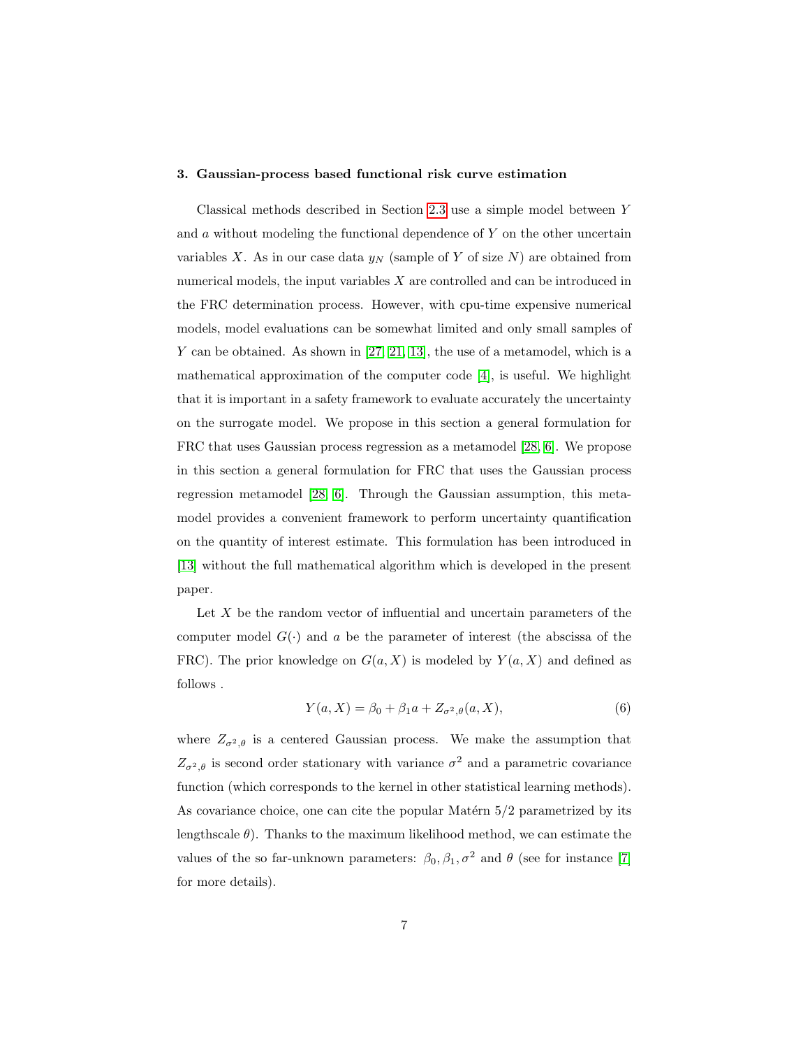## 3. Gaussian-process based functional risk curve estimation

Classical methods described in Section 2.3 use a simple model between $Y$ and $a$ without modeling the functional dependence of $Y$ on the other uncertain variables $X$. As in our case data $y_N$ (sample of $Y$ of size $N$) are obtained from numerical models, the input variables $X$ are controlled and can be introduced in the FRC determination process. However, with cpu-time expensive numerical models, model evaluations can be somewhat limited and only small samples of $Y$ can be obtained. As shown in [27, 21, 13], the use of a metamodel, which is a mathematical approximation of the computer code [4], is useful. We highlight that it is important in a safety framework to evaluate accurately the uncertainty on the surrogate model. We propose in this section a general formulation for FRC that uses Gaussian process regression as a metamodel [28, 6]. We propose in this section a general formulation for FRC that uses the Gaussian process regression metamodel [28, 6]. Through the Gaussian assumption, this metamodel provides a convenient framework to perform uncertainty quantification on the quantity of interest estimate. This formulation has been introduced in [13] without the full mathematical algorithm which is developed in the present paper.

Let $X$ be the random vector of influential and uncertain parameters of the computer model $G(\cdot)$ and $a$ be the parameter of interest (the abscissa of the FRC). The prior knowledge on $G(a, X)$ is modeled by $Y(a, X)$ and defined as follows .

$$Y(a, X) = \beta_0 + \beta_1 a + Z_{\sigma^2,\theta}(a, X), \tag{6}$$

where $Z_{\sigma^2,\theta}$ is a centered Gaussian process. We make the assumption that $Z_{\sigma^2,\theta}$ is second order stationary with variance $\sigma^2$ and a parametric covariance function (which corresponds to the kernel in other statistical learning methods). As covariance choice, one can cite the popular Matérn 5/2 parametrized by its lengthscale $\theta$). Thanks to the maximum likelihood method, we can estimate the values of the so far-unknown parameters: $\beta_0, \beta_1, \sigma^2$ and $\theta$ (see for instance [7] for more details).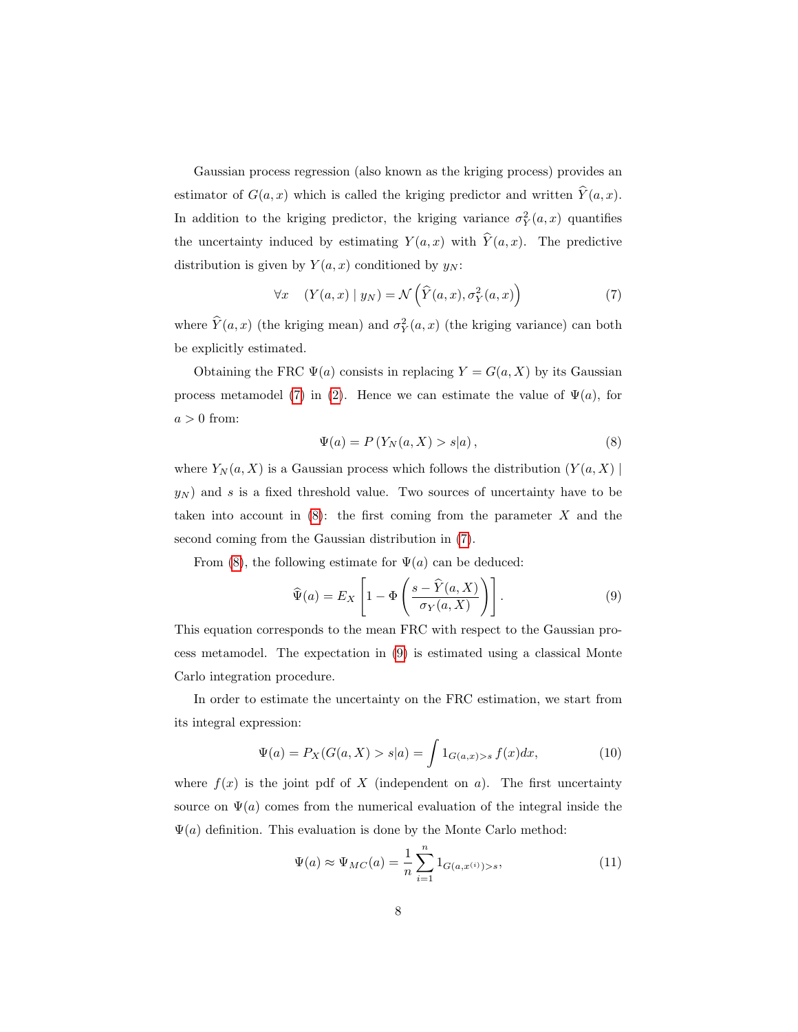Gaussian process regression (also known as the kriging process) provides an estimator of $G(a, x)$ which is called the kriging predictor and written $\widehat{Y}(a, x)$. In addition to the kriging predictor, the kriging variance $\sigma_Y^2(a, x)$ quantifies the uncertainty induced by estimating $Y(a, x)$ with $\widehat{Y}(a, x)$. The predictive distribution is given by $Y(a, x)$ conditioned by $y_N$:

$$\forall x \quad (Y(a, x) \mid y_N) = \mathcal{N}\left(\widehat{Y}(a, x), \sigma_Y^2(a, x)\right) \tag{7}$$

where $\widehat{Y}(a, x)$ (the kriging mean) and $\sigma_Y^2(a, x)$ (the kriging variance) can both be explicitly estimated.

Obtaining the FRC $\Psi(a)$ consists in replacing $Y = G(a, X)$ by its Gaussian process metamodel (7) in (2). Hence we can estimate the value of $\Psi(a)$, for $a > 0$ from:

$$\Psi(a) = P\left(Y_N(a, X) > s|a\right), \tag{8}$$

where $Y_N(a, X)$ is a Gaussian process which follows the distribution $(Y(a, X) \mid y_N)$ and $s$ is a fixed threshold value. Two sources of uncertainty have to be taken into account in (8): the first coming from the parameter $X$ and the second coming from the Gaussian distribution in (7).

From (8), the following estimate for $\Psi(a)$ can be deduced:

$$\widehat{\Psi}(a) = E_X\left[1 - \Phi\left(\frac{s - \widehat{Y}(a, X)}{\sigma_Y(a, X)}\right)\right]. \tag{9}$$

This equation corresponds to the mean FRC with respect to the Gaussian process metamodel. The expectation in (9) is estimated using a classical Monte Carlo integration procedure.

In order to estimate the uncertainty on the FRC estimation, we start from its integral expression:

$$\Psi(a) = P_X(G(a, X) > s|a) = \int 1_{G(a,x)>s} f(x) dx, \tag{10}$$

where $f(x)$ is the joint pdf of $X$ (independent on $a$). The first uncertainty source on $\Psi(a)$ comes from the numerical evaluation of the integral inside the $\Psi(a)$ definition. This evaluation is done by the Monte Carlo method:

$$\Psi(a) \approx \Psi_{MC}(a) = \frac{1}{n}\sum_{i=1}^{n} 1_{G(a,x^{(i)})>s}, \tag{11}$$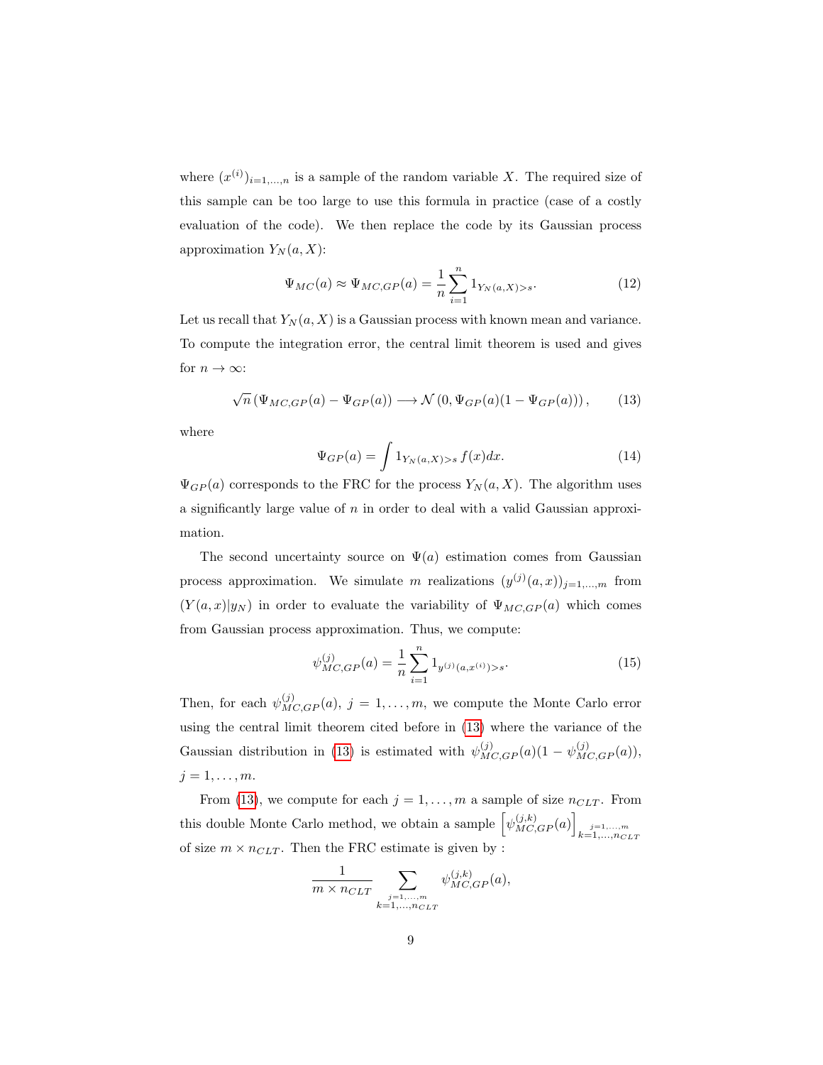where $(x^{(i)})_{i=1,\dots,n}$ is a sample of the random variable $X$. The required size of this sample can be too large to use this formula in practice (case of a costly evaluation of the code). We then replace the code by its Gaussian process approximation $Y_N(a, X)$:

$$\Psi_{MC}(a) \approx \Psi_{MC,GP}(a) = \frac{1}{n}\sum_{i=1}^{n} 1_{Y_N(a,X)>s}. \tag{12}$$

Let us recall that $Y_N(a, X)$ is a Gaussian process with known mean and variance. To compute the integration error, the central limit theorem is used and gives for $n \to \infty$:

$$\sqrt{n}\left(\Psi_{MC,GP}(a) - \Psi_{GP}(a)\right) \longrightarrow \mathcal{N}\left(0, \Psi_{GP}(a)(1 - \Psi_{GP}(a))\right), \tag{13}$$

where

$$\Psi_{GP}(a) = \int 1_{Y_N(a,X)>s} f(x)dx. \tag{14}$$

$\Psi_{GP}(a)$ corresponds to the FRC for the process $Y_N(a, X)$. The algorithm uses a significantly large value of $n$ in order to deal with a valid Gaussian approximation.

The second uncertainty source on $\Psi(a)$ estimation comes from Gaussian process approximation. We simulate $m$ realizations $(y^{(j)}(a, x))_{j=1,\dots,m}$ from $(Y(a, x)|y_N)$ in order to evaluate the variability of $\Psi_{MC,GP}(a)$ which comes from Gaussian process approximation. Thus, we compute:

$$\psi^{(j)}_{MC,GP}(a) = \frac{1}{n}\sum_{i=1}^{n} 1_{y^{(j)}(a,x^{(i)})>s}. \tag{15}$$

Then, for each $\psi^{(j)}_{MC,GP}(a)$, $j = 1, \dots, m$, we compute the Monte Carlo error using the central limit theorem cited before in (13) where the variance of the Gaussian distribution in (13) is estimated with $\psi^{(j)}_{MC,GP}(a)(1 - \psi^{(j)}_{MC,GP}(a))$, $j = 1, \dots, m$.

From (13), we compute for each $j = 1, \dots, m$ a sample of size $n_{CLT}$. From this double Monte Carlo method, we obtain a sample $\left[\psi^{(j,k)}_{MC,GP}(a)\right]_{\substack{j=1,\dots,m \\ k=1,\dots,n_{CLT}}}$ of size $m \times n_{CLT}$. Then the FRC estimate is given by :

$$\frac{1}{m \times n_{CLT}} \sum_{\substack{j=1,\dots,m \\ k=1,\dots,n_{CLT}}} \psi^{(j,k)}_{MC,GP}(a),$$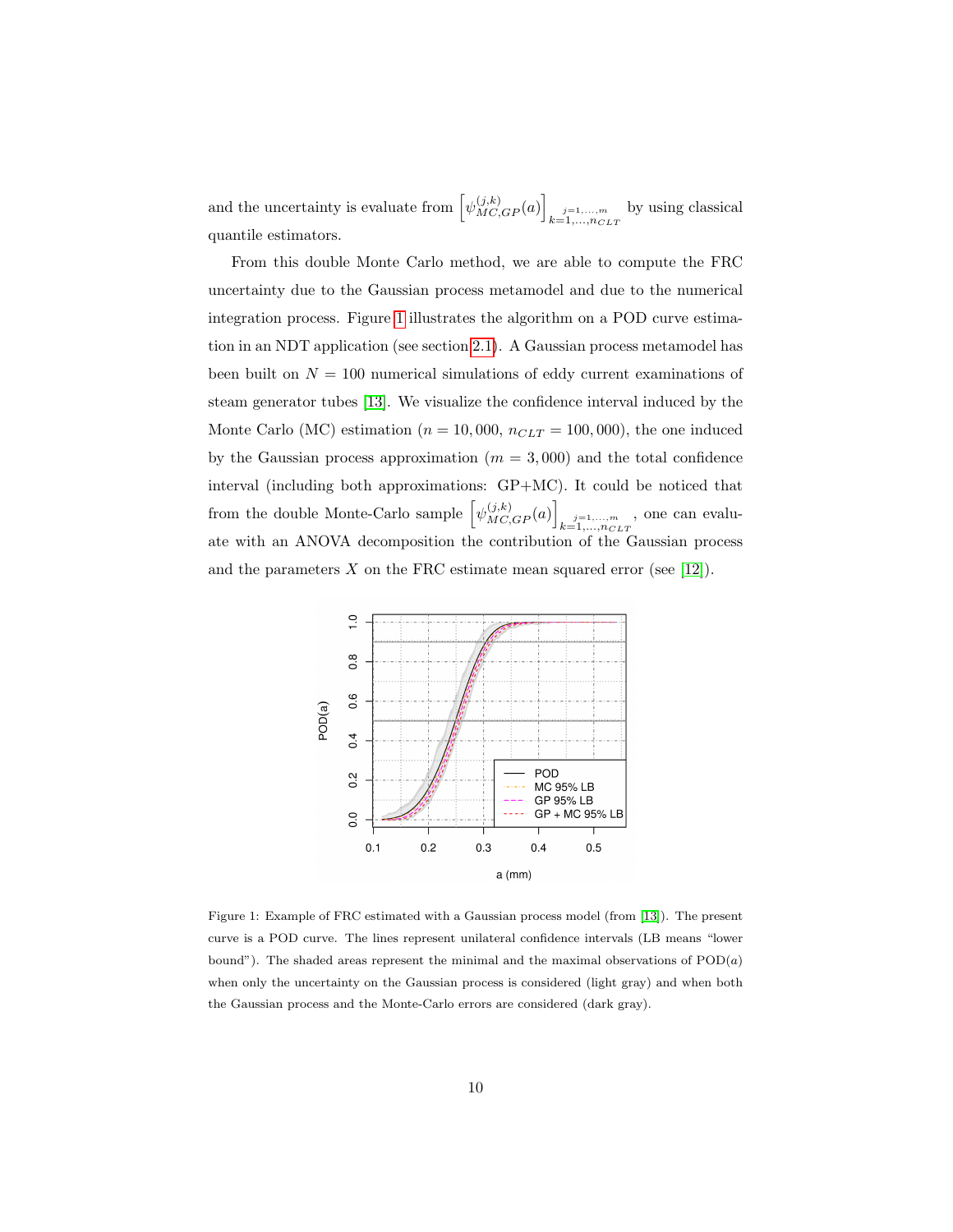and the uncertainty is evaluate from $\left[\psi_{MC,GP}^{(j,k)}(a)\right]_{\substack{j=1,\dots,m \\ k=1,\dots,n_{CLT}}}$ by using classical quantile estimators.

From this double Monte Carlo method, we are able to compute the FRC uncertainty due to the Gaussian process metamodel and due to the numerical integration process. Figure 1 illustrates the algorithm on a POD curve estimation in an NDT application (see section 2.1). A Gaussian process metamodel has been built on $N = 100$ numerical simulations of eddy current examinations of steam generator tubes [13]. We visualize the confidence interval induced by the Monte Carlo (MC) estimation ($n = 10,000$, $n_{CLT} = 100,000$), the one induced by the Gaussian process approximation ($m = 3,000$) and the total confidence interval (including both approximations: GP+MC). It could be noticed that from the double Monte-Carlo sample $\left[\psi_{MC,GP}^{(j,k)}(a)\right]_{\substack{j=1,\dots,m \\ k=1,\dots,n_{CLT}}}$, one can evaluate with an ANOVA decomposition the contribution of the Gaussian process and the parameters $X$ on the FRC estimate mean squared error (see [12]).

Figure 1: Example of FRC estimated with a Gaussian process model (from [13]). The present curve is a POD curve. The lines represent unilateral confidence intervals (LB means "lower bound"). The shaded areas represent the minimal and the maximal observations of POD($a$) when only the uncertainty on the Gaussian process is considered (light gray) and when both the Gaussian process and the Monte-Carlo errors are considered (dark gray).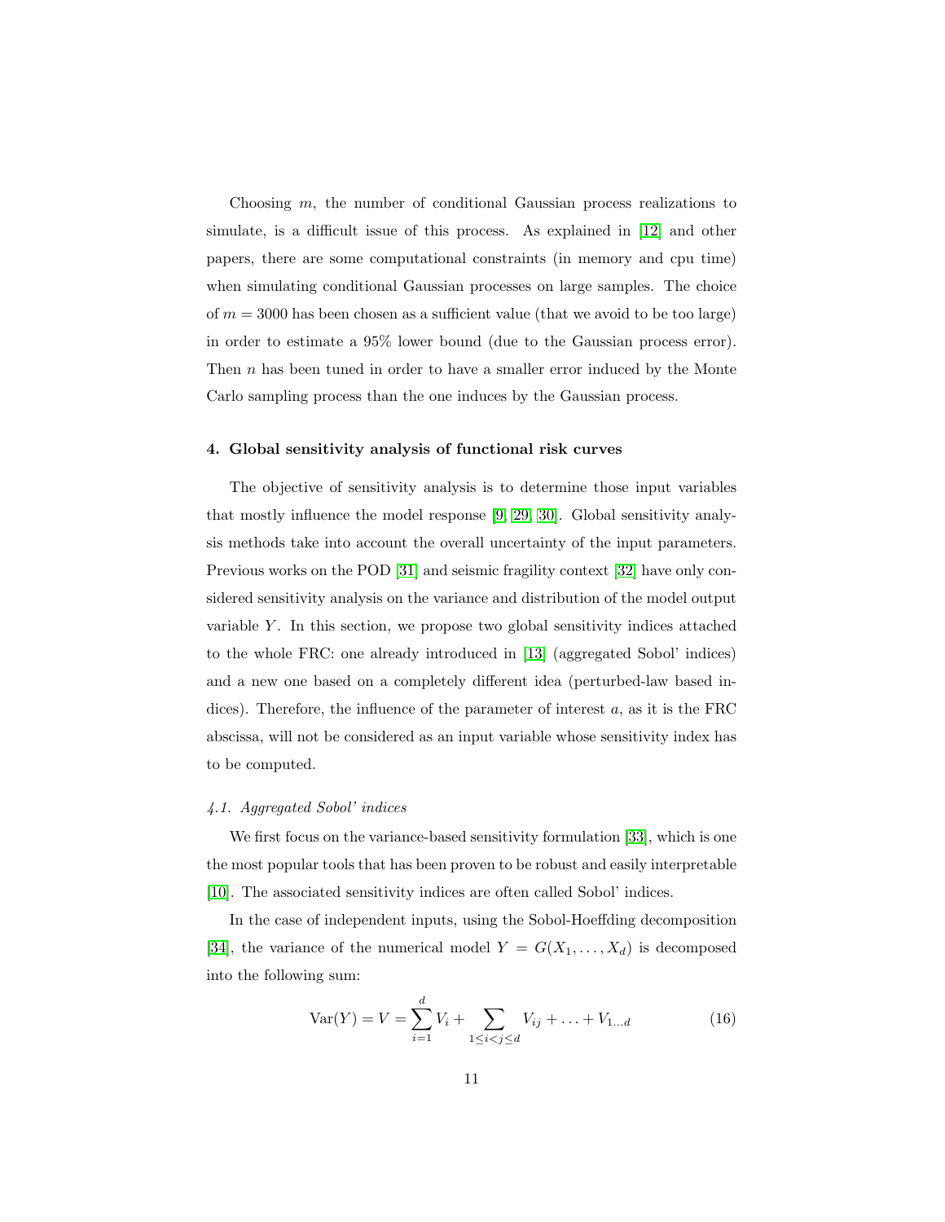Choosing $m$, the number of conditional Gaussian process realizations to simulate, is a difficult issue of this process. As explained in [12] and other papers, there are some computational constraints (in memory and cpu time) when simulating conditional Gaussian processes on large samples. The choice of $m = 3000$ has been chosen as a sufficient value (that we avoid to be too large) in order to estimate a 95% lower bound (due to the Gaussian process error). Then $n$ has been tuned in order to have a smaller error induced by the Monte Carlo sampling process than the one induces by the Gaussian process.

## 4. Global sensitivity analysis of functional risk curves

The objective of sensitivity analysis is to determine those input variables that mostly influence the model response [9, 29, 30]. Global sensitivity analysis methods take into account the overall uncertainty of the input parameters. Previous works on the POD [31] and seismic fragility context [32] have only considered sensitivity analysis on the variance and distribution of the model output variable $Y$. In this section, we propose two global sensitivity indices attached to the whole FRC: one already introduced in [13] (aggregated Sobol' indices) and a new one based on a completely different idea (perturbed-law based indices). Therefore, the influence of the parameter of interest $a$, as it is the FRC abscissa, will not be considered as an input variable whose sensitivity index has to be computed.

### *4.1. Aggregated Sobol' indices*

We first focus on the variance-based sensitivity formulation [33], which is one the most popular tools that has been proven to be robust and easily interpretable [10]. The associated sensitivity indices are often called Sobol' indices.

In the case of independent inputs, using the Sobol-Hoeffding decomposition [34], the variance of the numerical model $Y = G(X_1, \ldots, X_d)$ is decomposed into the following sum:

$$\mathrm{Var}(Y) = V = \sum_{i=1}^{d} V_i + \sum_{1 \leq i < j \leq d} V_{ij} + \ldots + V_{1\ldots d} \tag{16}$$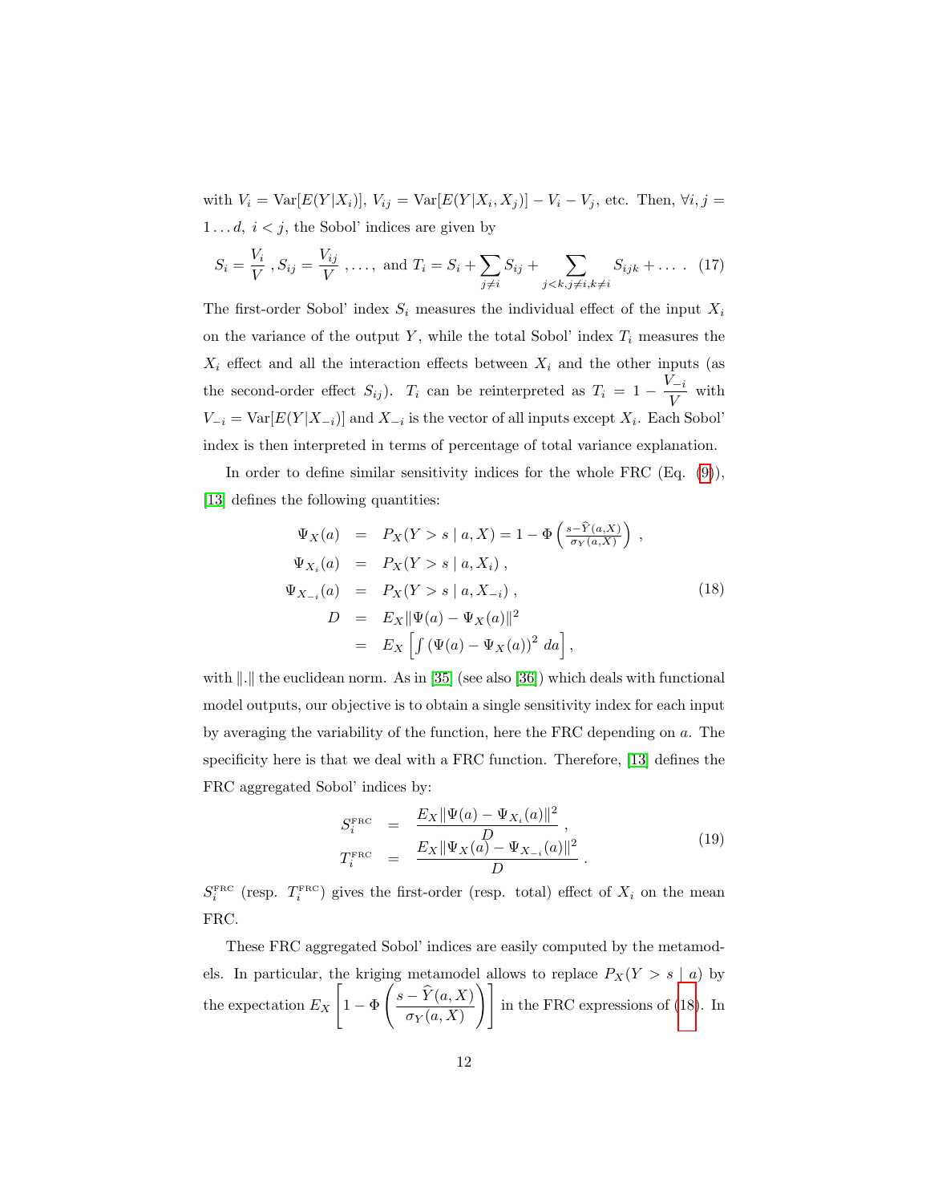with $V_i = \text{Var}[E(Y|X_i)]$, $V_{ij} = \text{Var}[E(Y|X_i, X_j)] - V_i - V_j$, etc. Then, $\forall i, j = 1 \dots d,\ i < j$, the Sobol' indices are given by

$$S_i = \frac{V_i}{V}\ , S_{ij} = \frac{V_{ij}}{V}\ , \dots, \text{ and } T_i = S_i + \sum_{j \neq i} S_{ij} + \sum_{j<k, j \neq i, k \neq i} S_{ijk} + \dots\ . \quad (17)$$

The first-order Sobol' index $S_i$ measures the individual effect of the input $X_i$ on the variance of the output $Y$, while the total Sobol' index $T_i$ measures the $X_i$ effect and all the interaction effects between $X_i$ and the other inputs (as the second-order effect $S_{ij}$). $T_i$ can be reinterpreted as $T_i = 1 - \frac{V_{-i}}{V}$ with $V_{-i} = \text{Var}[E(Y|X_{-i})]$ and $X_{-i}$ is the vector of all inputs except $X_i$. Each Sobol' index is then interpreted in terms of percentage of total variance explanation.

In order to define similar sensitivity indices for the whole FRC (Eq. (9)), [13] defines the following quantities:

$$\begin{aligned}
\Psi_X(a) &= P_X(Y > s \mid a, X) = 1 - \Phi\left(\tfrac{s - \widehat{Y}(a,X)}{\sigma_Y(a,X)}\right)\ , \\
\Psi_{X_i}(a) &= P_X(Y > s \mid a, X_i)\ , \\
\Psi_{X_{-i}}(a) &= P_X(Y > s \mid a, X_{-i})\ , \\
D &= E_X \|\Psi(a) - \Psi_X(a)\|^2 \\
&= E_X \left[\int (\Psi(a) - \Psi_X(a))^2\, da\right],
\end{aligned} \quad (18)$$

with $\|.\|$ the euclidean norm. As in [35] (see also [36]) which deals with functional model outputs, our objective is to obtain a single sensitivity index for each input by averaging the variability of the function, here the FRC depending on $a$. The specificity here is that we deal with a FRC function. Therefore, [13] defines the FRC aggregated Sobol' indices by:

$$\begin{aligned}
S_i^{\text{FRC}} &= \frac{E_X \|\Psi(a) - \Psi_{X_i}(a)\|^2}{D}\ , \\
T_i^{\text{FRC}} &= \frac{E_X \|\Psi_X(a) - \Psi_{X_{-i}}(a)\|^2}{D}\ .
\end{aligned} \quad (19)$$

$S_i^{\text{FRC}}$ (resp. $T_i^{\text{FRC}}$) gives the first-order (resp. total) effect of $X_i$ on the mean FRC.

These FRC aggregated Sobol' indices are easily computed by the metamodels. In particular, the kriging metamodel allows to replace $P_X(Y > s \mid a)$ by the expectation $E_X\left[1 - \Phi\left(\frac{s - \widehat{Y}(a,X)}{\sigma_Y(a,X)}\right)\right]$ in the FRC expressions of (18). In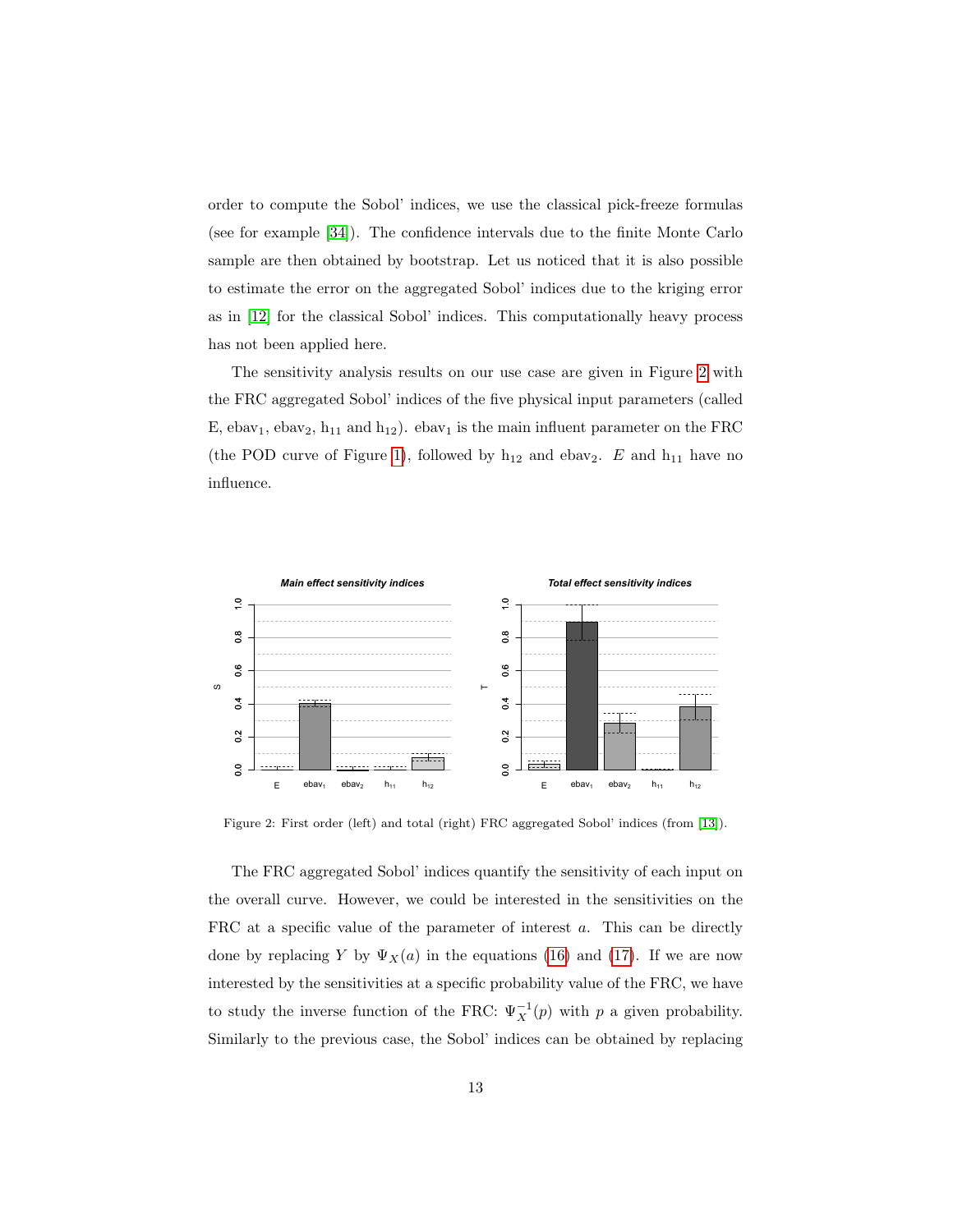order to compute the Sobol' indices, we use the classical pick-freeze formulas (see for example [34]). The confidence intervals due to the finite Monte Carlo sample are then obtained by bootstrap. Let us noticed that it is also possible to estimate the error on the aggregated Sobol' indices due to the kriging error as in [12] for the classical Sobol' indices. This computationally heavy process has not been applied here.

The sensitivity analysis results on our use case are given in Figure 2 with the FRC aggregated Sobol' indices of the five physical input parameters (called E, $\text{ebav}_1$, $\text{ebav}_2$, $h_{11}$ and $h_{12}$). $\text{ebav}_1$ is the main influent parameter on the FRC (the POD curve of Figure 1), followed by $h_{12}$ and $\text{ebav}_2$. $E$ and $h_{11}$ have no influence.

Figure 2: First order (left) and total (right) FRC aggregated Sobol' indices (from [13]).

The FRC aggregated Sobol' indices quantify the sensitivity of each input on the overall curve. However, we could be interested in the sensitivities on the FRC at a specific value of the parameter of interest $a$. This can be directly done by replacing $Y$ by $\Psi_X(a)$ in the equations (16) and (17). If we are now interested by the sensitivities at a specific probability value of the FRC, we have to study the inverse function of the FRC: $\Psi_X^{-1}(p)$ with $p$ a given probability. Similarly to the previous case, the Sobol' indices can be obtained by replacing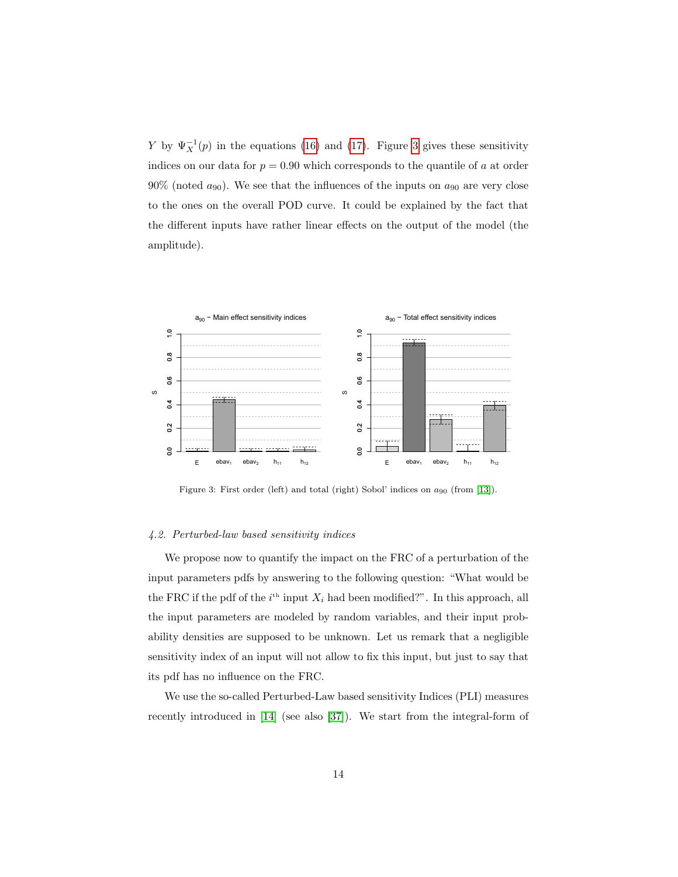$Y$ by $\Psi_X^{-1}(p)$ in the equations (16) and (17). Figure 3 gives these sensitivity indices on our data for $p = 0.90$ which corresponds to the quantile of $a$ at order 90% (noted $a_{90}$). We see that the influences of the inputs on $a_{90}$ are very close to the ones on the overall POD curve. It could be explained by the fact that the different inputs have rather linear effects on the output of the model (the amplitude).

Figure 3: First order (left) and total (right) Sobol' indices on $a_{90}$ (from [13]).

### 4.2. Perturbed-law based sensitivity indices

We propose now to quantify the impact on the FRC of a perturbation of the input parameters pdfs by answering to the following question: "What would be the FRC if the pdf of the $i^{\text{th}}$ input $X_i$ had been modified?". In this approach, all the input parameters are modeled by random variables, and their input probability densities are supposed to be unknown. Let us remark that a negligible sensitivity index of an input will not allow to fix this input, but just to say that its pdf has no influence on the FRC.

We use the so-called Perturbed-Law based sensitivity Indices (PLI) measures recently introduced in [14] (see also [37]). We start from the integral-form of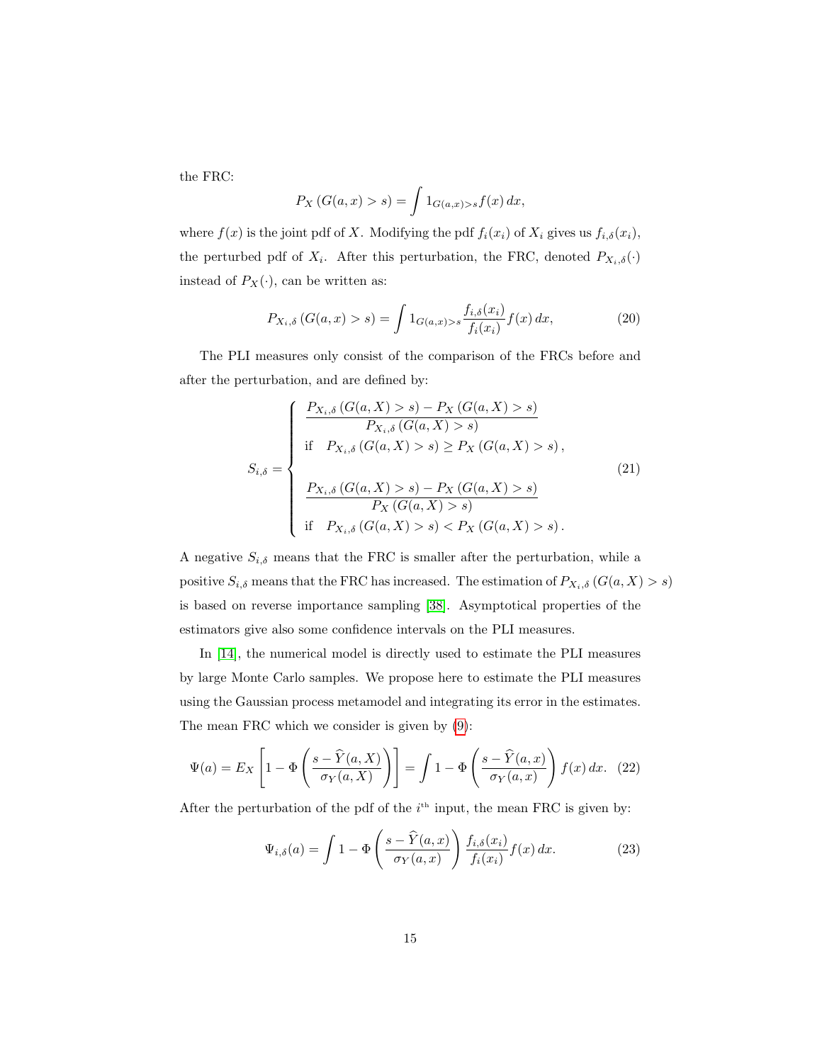the FRC:

$$P_X\left(G(a,x)>s\right)=\int 1_{G(a,x)>s}f(x)\,dx,$$

where $f(x)$ is the joint pdf of $X$. Modifying the pdf $f_i(x_i)$ of $X_i$ gives us $f_{i,\delta}(x_i)$, the perturbed pdf of $X_i$. After this perturbation, the FRC, denoted $P_{X_i,\delta}(\cdot)$ instead of $P_X(\cdot)$, can be written as:

$$P_{X_i,\delta}\left(G(a,x)>s\right)=\int 1_{G(a,x)>s}\frac{f_{i,\delta}(x_i)}{f_i(x_i)}f(x)\,dx, \tag{20}$$

The PLI measures only consist of the comparison of the FRCs before and after the perturbation, and are defined by:

$$S_{i,\delta}=\begin{cases}\dfrac{P_{X_i,\delta}\left(G(a,X)>s\right)-P_X\left(G(a,X)>s\right)}{P_{X_i,\delta}\left(G(a,X)>s\right)}\\ \text{if}\quad P_{X_i,\delta}\left(G(a,X)>s\right)\geq P_X\left(G(a,X)>s\right),\\ \\ \dfrac{P_{X_i,\delta}\left(G(a,X)>s\right)-P_X\left(G(a,X)>s\right)}{P_X\left(G(a,X)>s\right)}\\ \text{if}\quad P_{X_i,\delta}\left(G(a,X)>s\right)<P_X\left(G(a,X)>s\right).\end{cases} \tag{21}$$

A negative $S_{i,\delta}$ means that the FRC is smaller after the perturbation, while a positive $S_{i,\delta}$ means that the FRC has increased. The estimation of $P_{X_i,\delta}\left(G(a,X)>s\right)$ is based on reverse importance sampling [38]. Asymptotical properties of the estimators give also some confidence intervals on the PLI measures.

In [14], the numerical model is directly used to estimate the PLI measures by large Monte Carlo samples. We propose here to estimate the PLI measures using the Gaussian process metamodel and integrating its error in the estimates. The mean FRC which we consider is given by (9):

$$\Psi(a)=E_X\left[1-\Phi\left(\frac{s-\widehat{Y}(a,X)}{\sigma_Y(a,X)}\right)\right]=\int 1-\Phi\left(\frac{s-\widehat{Y}(a,x)}{\sigma_Y(a,x)}\right)f(x)\,dx. \tag{22}$$

After the perturbation of the pdf of the $i^{\text{th}}$ input, the mean FRC is given by:

$$\Psi_{i,\delta}(a)=\int 1-\Phi\left(\frac{s-\widehat{Y}(a,x)}{\sigma_Y(a,x)}\right)\frac{f_{i,\delta}(x_i)}{f_i(x_i)}f(x)\,dx. \tag{23}$$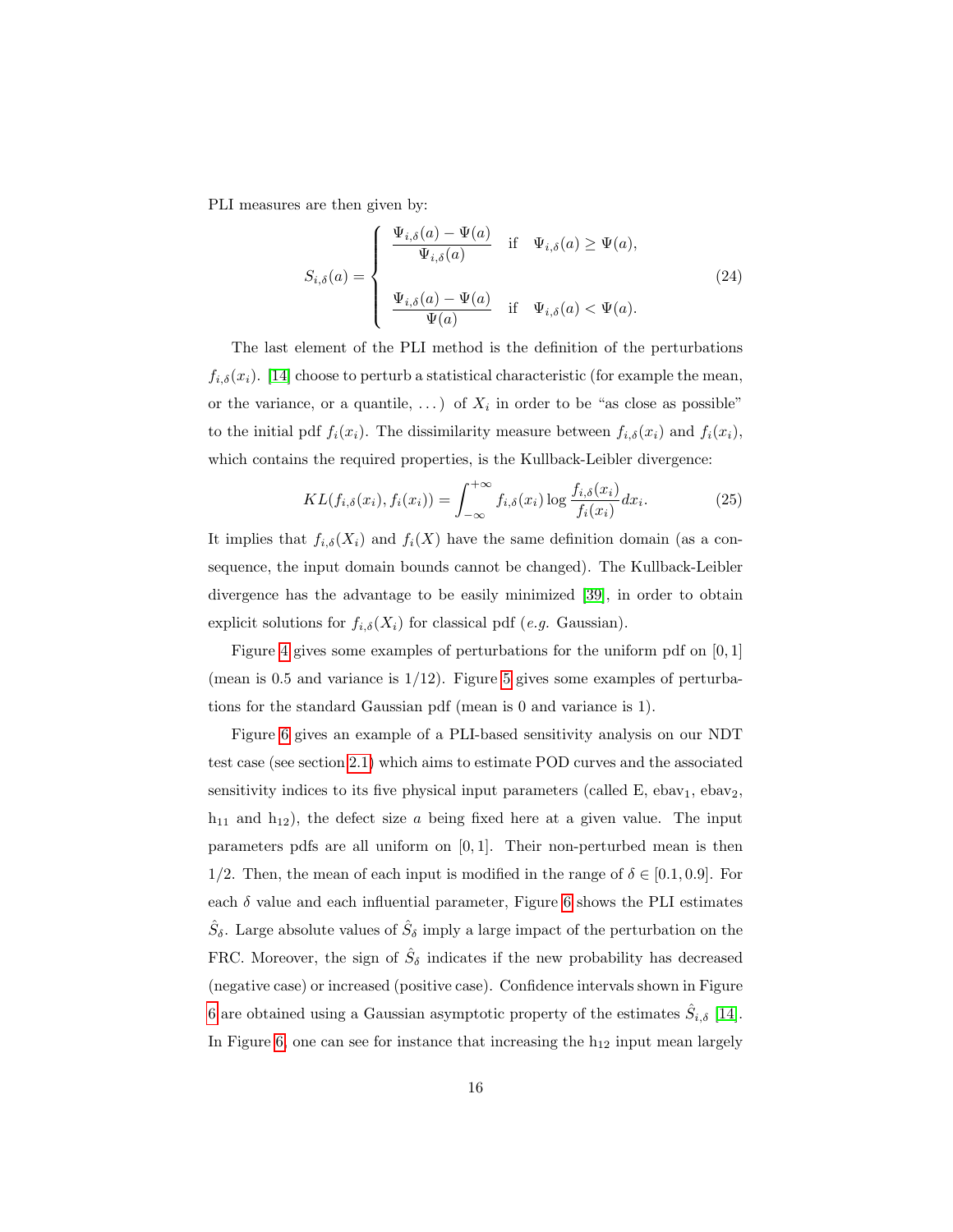PLI measures are then given by:

$$
S_{i,\delta}(a) = \begin{cases} \dfrac{\Psi_{i,\delta}(a) - \Psi(a)}{\Psi_{i,\delta}(a)} & \text{if} \quad \Psi_{i,\delta}(a) \geq \Psi(a), \\ \\ \dfrac{\Psi_{i,\delta}(a) - \Psi(a)}{\Psi(a)} & \text{if} \quad \Psi_{i,\delta}(a) < \Psi(a). \end{cases} \tag{24}
$$

The last element of the PLI method is the definition of the perturbations $f_{i,\delta}(x_i)$. [14] choose to perturb a statistical characteristic (for example the mean, or the variance, or a quantile, ...) of $X_i$ in order to be "as close as possible" to the initial pdf $f_i(x_i)$. The dissimilarity measure between $f_{i,\delta}(x_i)$ and $f_i(x_i)$, which contains the required properties, is the Kullback-Leibler divergence:

$$
KL(f_{i,\delta}(x_i), f_i(x_i)) = \int_{-\infty}^{+\infty} f_{i,\delta}(x_i) \log \frac{f_{i,\delta}(x_i)}{f_i(x_i)} dx_i. \tag{25}
$$

It implies that $f_{i,\delta}(X_i)$ and $f_i(X)$ have the same definition domain (as a consequence, the input domain bounds cannot be changed). The Kullback-Leibler divergence has the advantage to be easily minimized [39], in order to obtain explicit solutions for $f_{i,\delta}(X_i)$ for classical pdf (*e.g.* Gaussian).

Figure 4 gives some examples of perturbations for the uniform pdf on $[0, 1]$ (mean is 0.5 and variance is $1/12$). Figure 5 gives some examples of perturbations for the standard Gaussian pdf (mean is 0 and variance is 1).

Figure 6 gives an example of a PLI-based sensitivity analysis on our NDT test case (see section 2.1) which aims to estimate POD curves and the associated sensitivity indices to its five physical input parameters (called E, $\text{ebav}_1$, $\text{ebav}_2$, $\text{h}_{11}$ and $\text{h}_{12}$), the defect size $a$ being fixed here at a given value. The input parameters pdfs are all uniform on $[0, 1]$. Their non-perturbed mean is then $1/2$. Then, the mean of each input is modified in the range of $\delta \in [0.1, 0.9]$. For each $\delta$ value and each influential parameter, Figure 6 shows the PLI estimates $\hat{S}_\delta$. Large absolute values of $\hat{S}_\delta$ imply a large impact of the perturbation on the FRC. Moreover, the sign of $\hat{S}_\delta$ indicates if the new probability has decreased (negative case) or increased (positive case). Confidence intervals shown in Figure 6 are obtained using a Gaussian asymptotic property of the estimates $\hat{S}_{i,\delta}$ [14]. In Figure 6, one can see for instance that increasing the $\text{h}_{12}$ input mean largely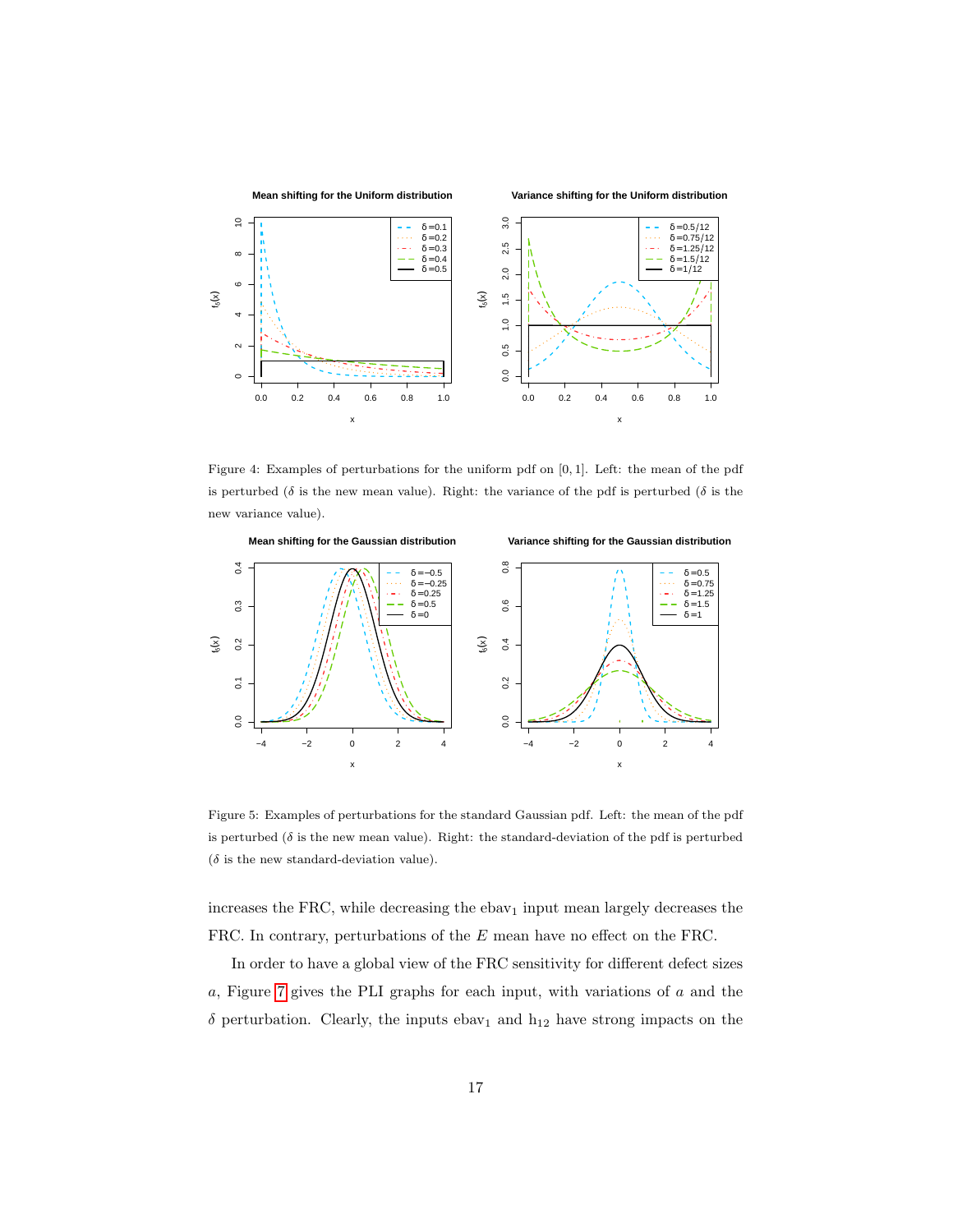Figure 4: Examples of perturbations for the uniform pdf on $[0, 1]$. Left: the mean of the pdf is perturbed ($\delta$ is the new mean value). Right: the variance of the pdf is perturbed ($\delta$ is the new variance value).

Figure 5: Examples of perturbations for the standard Gaussian pdf. Left: the mean of the pdf is perturbed ($\delta$ is the new mean value). Right: the standard-deviation of the pdf is perturbed ($\delta$ is the new standard-deviation value).

increases the FRC, while decreasing the $\mathrm{ebav}_1$ input mean largely decreases the FRC. In contrary, perturbations of the $E$ mean have no effect on the FRC.

In order to have a global view of the FRC sensitivity for different defect sizes $a$, Figure 7 gives the PLI graphs for each input, with variations of $a$ and the $\delta$ perturbation. Clearly, the inputs $\mathrm{ebav}_1$ and $\mathrm{h}_{12}$ have strong impacts on the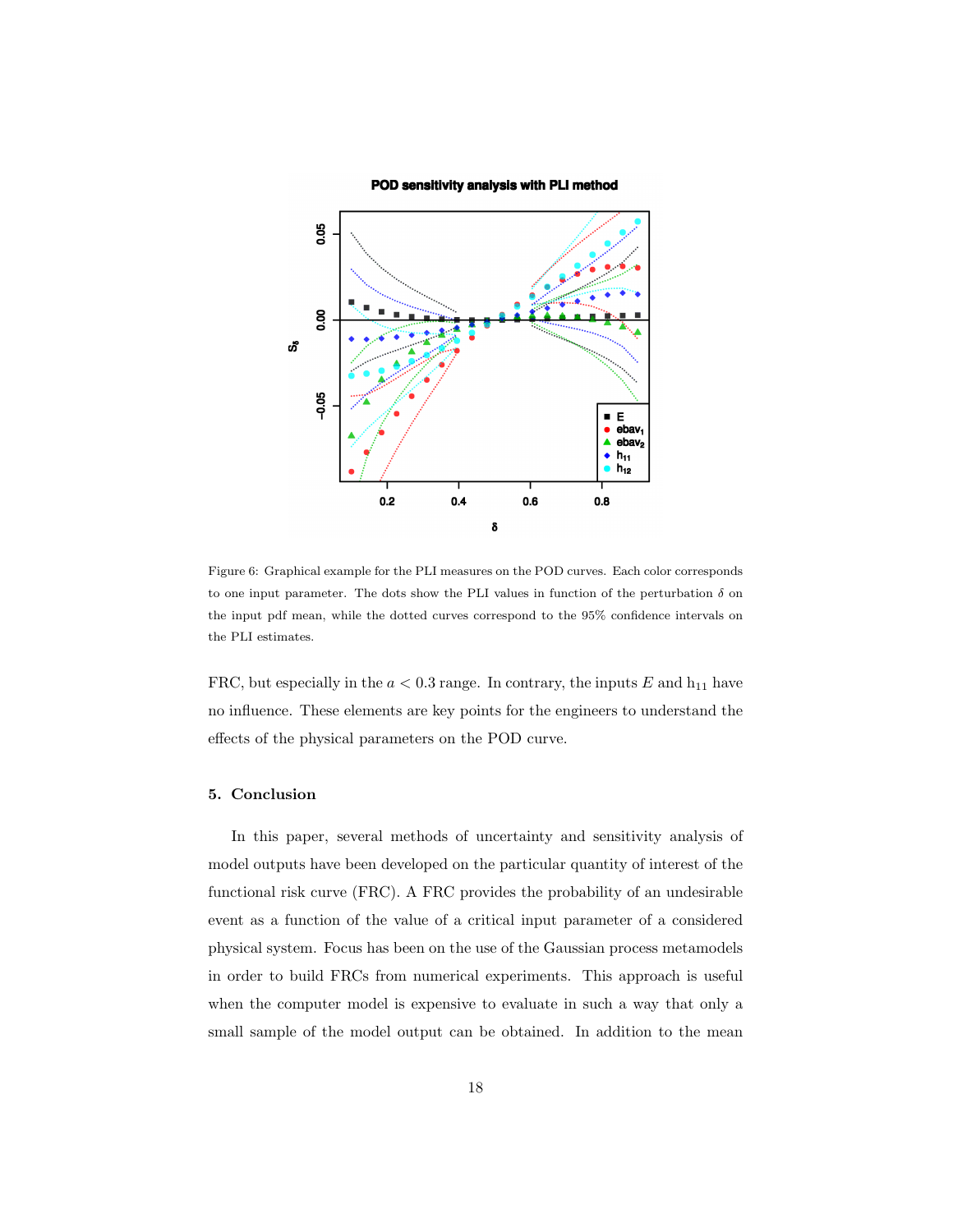Figure 6: Graphical example for the PLI measures on the POD curves. Each color corresponds to one input parameter. The dots show the PLI values in function of the perturbation $\delta$ on the input pdf mean, while the dotted curves correspond to the 95% confidence intervals on the PLI estimates.

FRC, but especially in the $a < 0.3$ range. In contrary, the inputs $E$ and $\mathrm{h}_{11}$ have no influence. These elements are key points for the engineers to understand the effects of the physical parameters on the POD curve.

## 5. Conclusion

In this paper, several methods of uncertainty and sensitivity analysis of model outputs have been developed on the particular quantity of interest of the functional risk curve (FRC). A FRC provides the probability of an undesirable event as a function of the value of a critical input parameter of a considered physical system. Focus has been on the use of the Gaussian process metamodels in order to build FRCs from numerical experiments. This approach is useful when the computer model is expensive to evaluate in such a way that only a small sample of the model output can be obtained. In addition to the mean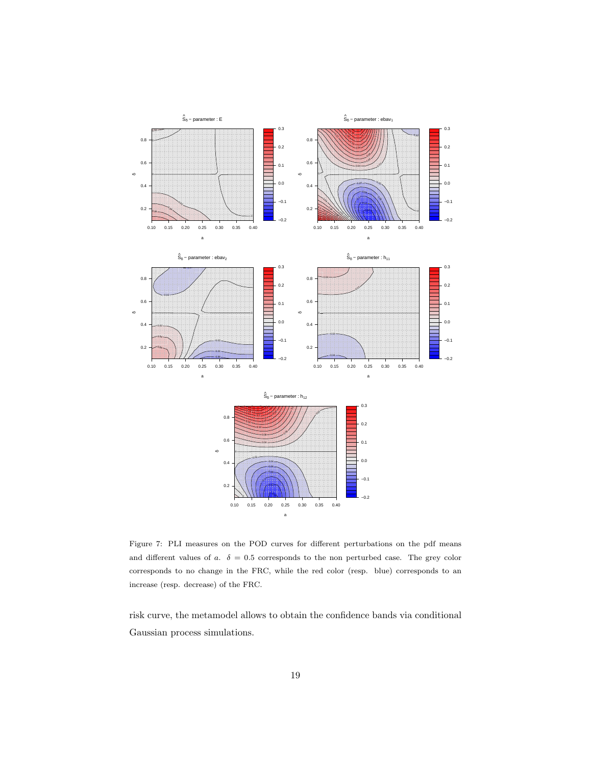Figure 7: PLI measures on the POD curves for different perturbations on the pdf means and different values of $a$. $\delta = 0.5$ corresponds to the non perturbed case. The grey color corresponds to no change in the FRC, while the red color (resp. blue) corresponds to an increase (resp. decrease) of the FRC.

risk curve, the metamodel allows to obtain the confidence bands via conditional Gaussian process simulations.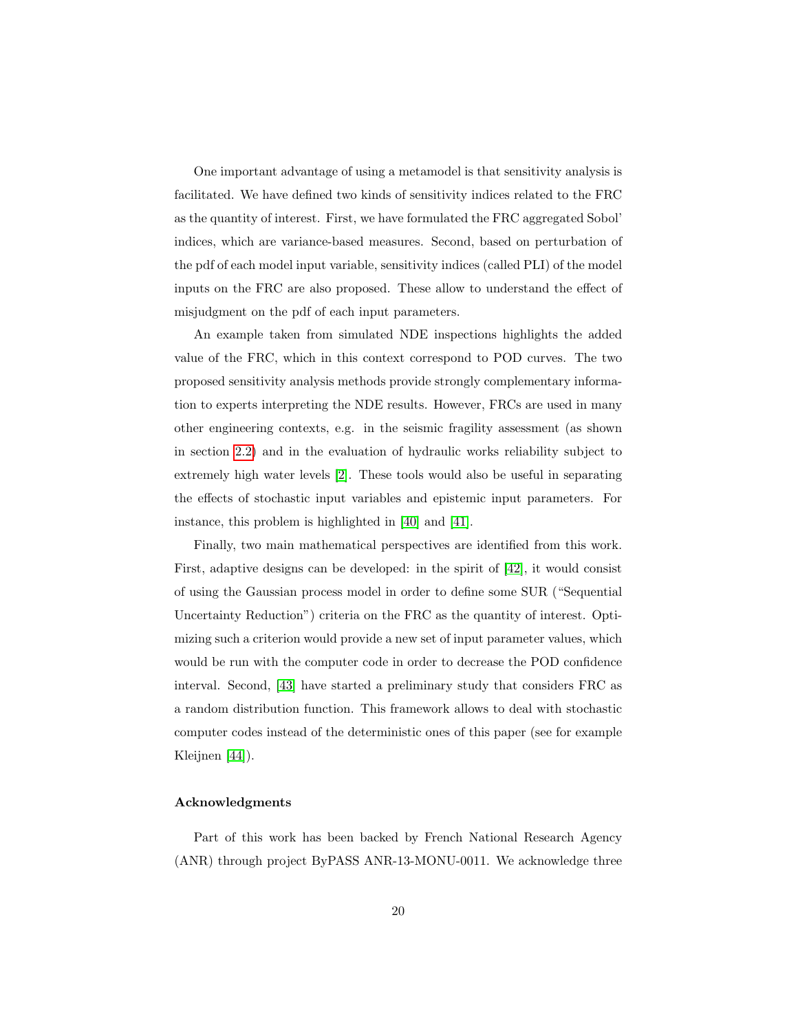One important advantage of using a metamodel is that sensitivity analysis is facilitated. We have defined two kinds of sensitivity indices related to the FRC as the quantity of interest. First, we have formulated the FRC aggregated Sobol' indices, which are variance-based measures. Second, based on perturbation of the pdf of each model input variable, sensitivity indices (called PLI) of the model inputs on the FRC are also proposed. These allow to understand the effect of misjudgment on the pdf of each input parameters.

An example taken from simulated NDE inspections highlights the added value of the FRC, which in this context correspond to POD curves. The two proposed sensitivity analysis methods provide strongly complementary information to experts interpreting the NDE results. However, FRCs are used in many other engineering contexts, e.g. in the seismic fragility assessment (as shown in section 2.2) and in the evaluation of hydraulic works reliability subject to extremely high water levels [2]. These tools would also be useful in separating the effects of stochastic input variables and epistemic input parameters. For instance, this problem is highlighted in [40] and [41].

Finally, two main mathematical perspectives are identified from this work. First, adaptive designs can be developed: in the spirit of [42], it would consist of using the Gaussian process model in order to define some SUR ("Sequential Uncertainty Reduction") criteria on the FRC as the quantity of interest. Optimizing such a criterion would provide a new set of input parameter values, which would be run with the computer code in order to decrease the POD confidence interval. Second, [43] have started a preliminary study that considers FRC as a random distribution function. This framework allows to deal with stochastic computer codes instead of the deterministic ones of this paper (see for example Kleijnen [44]).

#### Acknowledgments

Part of this work has been backed by French National Research Agency (ANR) through project ByPASS ANR-13-MONU-0011. We acknowledge three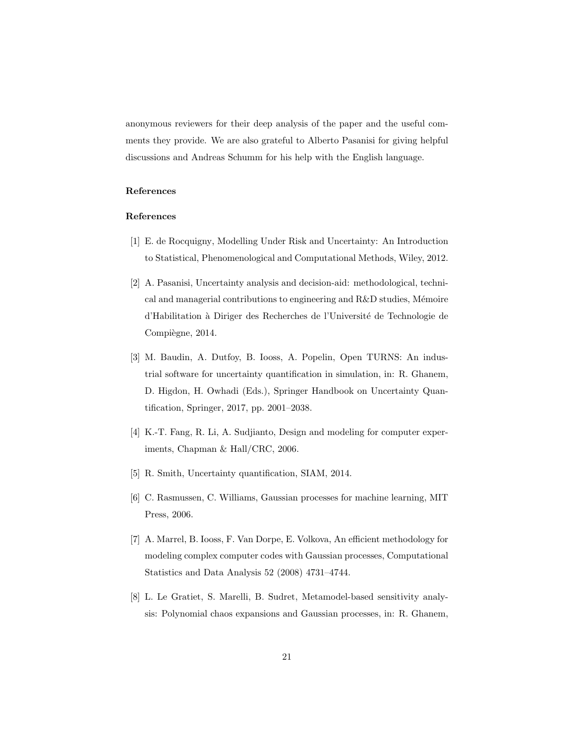anonymous reviewers for their deep analysis of the paper and the useful comments they provide. We are also grateful to Alberto Pasanisi for giving helpful discussions and Andreas Schumm for his help with the English language.

#### References

#### References

[1] E. de Rocquigny, Modelling Under Risk and Uncertainty: An Introduction to Statistical, Phenomenological and Computational Methods, Wiley, 2012.

[2] A. Pasanisi, Uncertainty analysis and decision-aid: methodological, technical and managerial contributions to engineering and R&D studies, Mémoire d'Habilitation à Diriger des Recherches de l'Université de Technologie de Compiègne, 2014.

[3] M. Baudin, A. Dutfoy, B. Iooss, A. Popelin, Open TURNS: An industrial software for uncertainty quantification in simulation, in: R. Ghanem, D. Higdon, H. Owhadi (Eds.), Springer Handbook on Uncertainty Quantification, Springer, 2017, pp. 2001–2038.

[4] K.-T. Fang, R. Li, A. Sudjianto, Design and modeling for computer experiments, Chapman & Hall/CRC, 2006.

[5] R. Smith, Uncertainty quantification, SIAM, 2014.

[6] C. Rasmussen, C. Williams, Gaussian processes for machine learning, MIT Press, 2006.

[7] A. Marrel, B. Iooss, F. Van Dorpe, E. Volkova, An efficient methodology for modeling complex computer codes with Gaussian processes, Computational Statistics and Data Analysis 52 (2008) 4731–4744.

[8] L. Le Gratiet, S. Marelli, B. Sudret, Metamodel-based sensitivity analysis: Polynomial chaos expansions and Gaussian processes, in: R. Ghanem,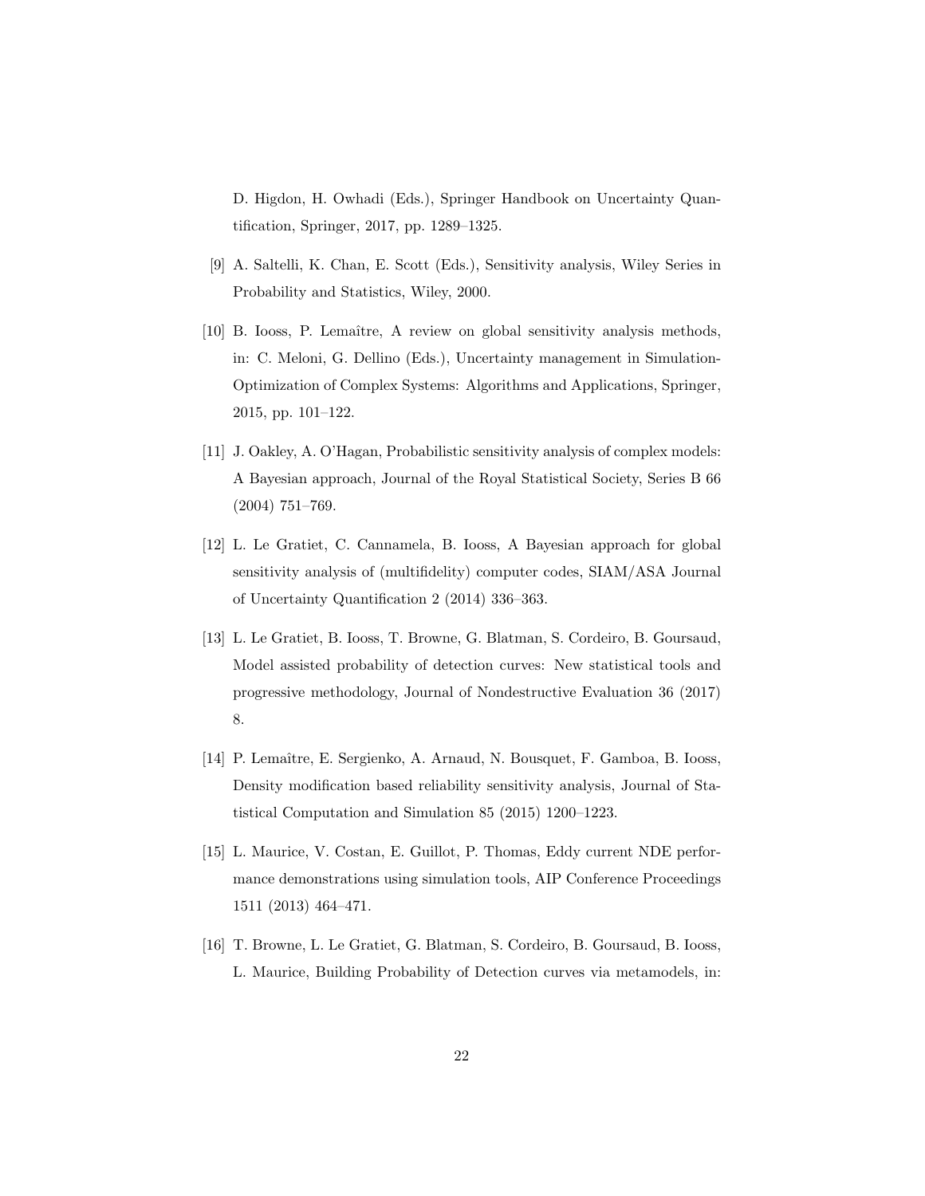D. Higdon, H. Owhadi (Eds.), Springer Handbook on Uncertainty Quantification, Springer, 2017, pp. 1289–1325.

[9] A. Saltelli, K. Chan, E. Scott (Eds.), Sensitivity analysis, Wiley Series in Probability and Statistics, Wiley, 2000.

[10] B. Iooss, P. Lemaître, A review on global sensitivity analysis methods, in: C. Meloni, G. Dellino (Eds.), Uncertainty management in Simulation-Optimization of Complex Systems: Algorithms and Applications, Springer, 2015, pp. 101–122.

[11] J. Oakley, A. O'Hagan, Probabilistic sensitivity analysis of complex models: A Bayesian approach, Journal of the Royal Statistical Society, Series B 66 (2004) 751–769.

[12] L. Le Gratiet, C. Cannamela, B. Iooss, A Bayesian approach for global sensitivity analysis of (multifidelity) computer codes, SIAM/ASA Journal of Uncertainty Quantification 2 (2014) 336–363.

[13] L. Le Gratiet, B. Iooss, T. Browne, G. Blatman, S. Cordeiro, B. Goursaud, Model assisted probability of detection curves: New statistical tools and progressive methodology, Journal of Nondestructive Evaluation 36 (2017) 8.

[14] P. Lemaître, E. Sergienko, A. Arnaud, N. Bousquet, F. Gamboa, B. Iooss, Density modification based reliability sensitivity analysis, Journal of Statistical Computation and Simulation 85 (2015) 1200–1223.

[15] L. Maurice, V. Costan, E. Guillot, P. Thomas, Eddy current NDE performance demonstrations using simulation tools, AIP Conference Proceedings 1511 (2013) 464–471.

[16] T. Browne, L. Le Gratiet, G. Blatman, S. Cordeiro, B. Goursaud, B. Iooss, L. Maurice, Building Probability of Detection curves via metamodels, in: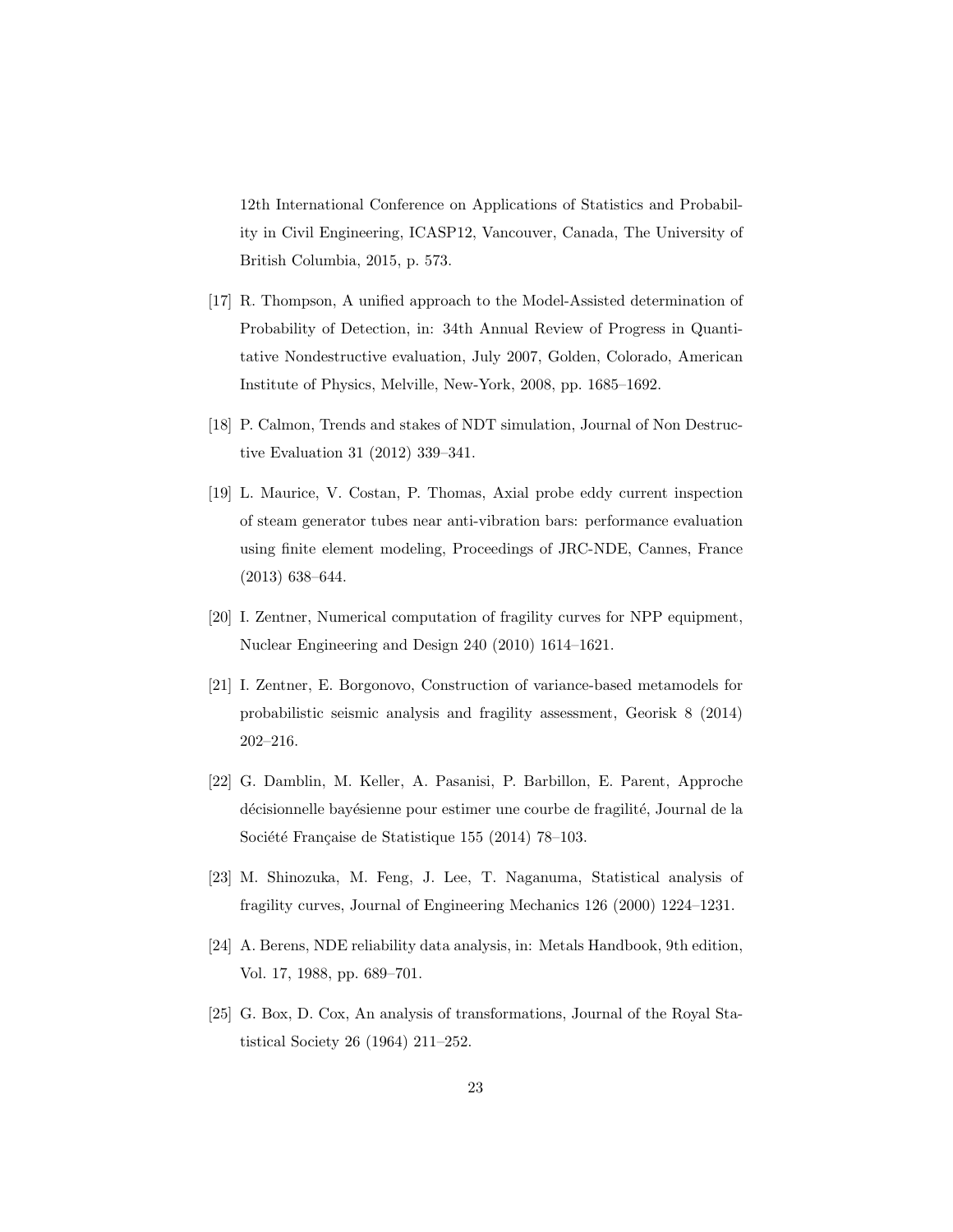12th International Conference on Applications of Statistics and Probability in Civil Engineering, ICASP12, Vancouver, Canada, The University of British Columbia, 2015, p. 573.

[17] R. Thompson, A unified approach to the Model-Assisted determination of Probability of Detection, in: 34th Annual Review of Progress in Quantitative Nondestructive evaluation, July 2007, Golden, Colorado, American Institute of Physics, Melville, New-York, 2008, pp. 1685–1692.

[18] P. Calmon, Trends and stakes of NDT simulation, Journal of Non Destructive Evaluation 31 (2012) 339–341.

[19] L. Maurice, V. Costan, P. Thomas, Axial probe eddy current inspection of steam generator tubes near anti-vibration bars: performance evaluation using finite element modeling, Proceedings of JRC-NDE, Cannes, France (2013) 638–644.

[20] I. Zentner, Numerical computation of fragility curves for NPP equipment, Nuclear Engineering and Design 240 (2010) 1614–1621.

[21] I. Zentner, E. Borgonovo, Construction of variance-based metamodels for probabilistic seismic analysis and fragility assessment, Georisk 8 (2014) 202–216.

[22] G. Damblin, M. Keller, A. Pasanisi, P. Barbillon, E. Parent, Approche décisionnelle bayésienne pour estimer une courbe de fragilité, Journal de la Société Française de Statistique 155 (2014) 78–103.

[23] M. Shinozuka, M. Feng, J. Lee, T. Naganuma, Statistical analysis of fragility curves, Journal of Engineering Mechanics 126 (2000) 1224–1231.

[24] A. Berens, NDE reliability data analysis, in: Metals Handbook, 9th edition, Vol. 17, 1988, pp. 689–701.

[25] G. Box, D. Cox, An analysis of transformations, Journal of the Royal Statistical Society 26 (1964) 211–252.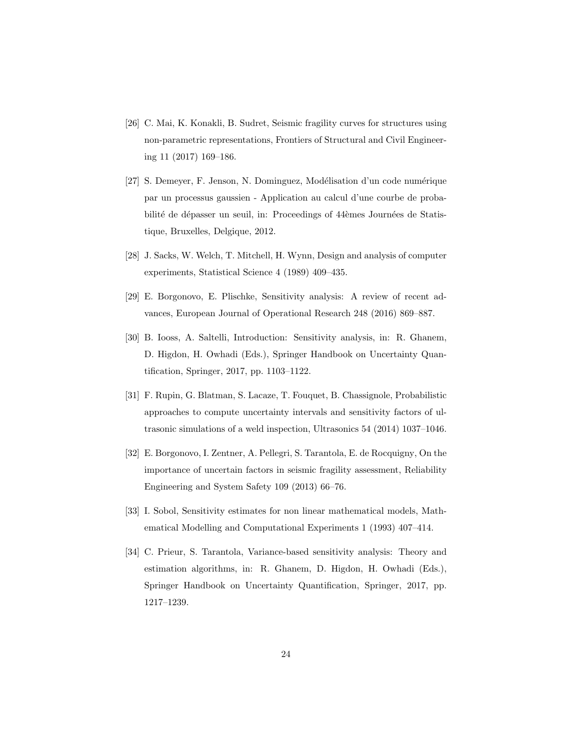[26] C. Mai, K. Konakli, B. Sudret, Seismic fragility curves for structures using non-parametric representations, Frontiers of Structural and Civil Engineering 11 (2017) 169–186.

[27] S. Demeyer, F. Jenson, N. Dominguez, Modélisation d'un code numérique par un processus gaussien - Application au calcul d'une courbe de probabilité de dépasser un seuil, in: Proceedings of 44èmes Journées de Statistique, Bruxelles, Delgique, 2012.

[28] J. Sacks, W. Welch, T. Mitchell, H. Wynn, Design and analysis of computer experiments, Statistical Science 4 (1989) 409–435.

[29] E. Borgonovo, E. Plischke, Sensitivity analysis: A review of recent advances, European Journal of Operational Research 248 (2016) 869–887.

[30] B. Iooss, A. Saltelli, Introduction: Sensitivity analysis, in: R. Ghanem, D. Higdon, H. Owhadi (Eds.), Springer Handbook on Uncertainty Quantification, Springer, 2017, pp. 1103–1122.

[31] F. Rupin, G. Blatman, S. Lacaze, T. Fouquet, B. Chassignole, Probabilistic approaches to compute uncertainty intervals and sensitivity factors of ultrasonic simulations of a weld inspection, Ultrasonics 54 (2014) 1037–1046.

[32] E. Borgonovo, I. Zentner, A. Pellegri, S. Tarantola, E. de Rocquigny, On the importance of uncertain factors in seismic fragility assessment, Reliability Engineering and System Safety 109 (2013) 66–76.

[33] I. Sobol, Sensitivity estimates for non linear mathematical models, Mathematical Modelling and Computational Experiments 1 (1993) 407–414.

[34] C. Prieur, S. Tarantola, Variance-based sensitivity analysis: Theory and estimation algorithms, in: R. Ghanem, D. Higdon, H. Owhadi (Eds.), Springer Handbook on Uncertainty Quantification, Springer, 2017, pp. 1217–1239.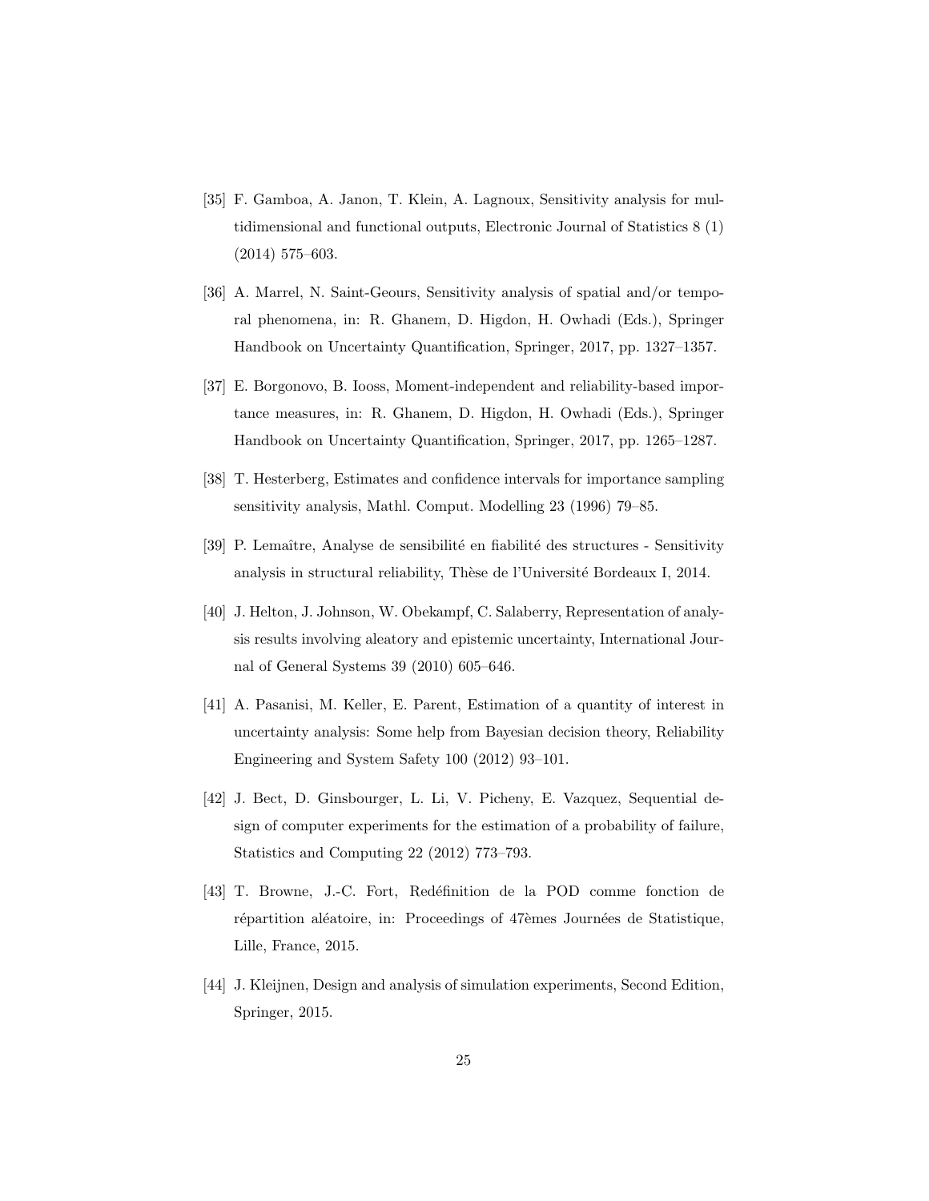[35] F. Gamboa, A. Janon, T. Klein, A. Lagnoux, Sensitivity analysis for multidimensional and functional outputs, Electronic Journal of Statistics 8 (1) (2014) 575–603.

[36] A. Marrel, N. Saint-Geours, Sensitivity analysis of spatial and/or temporal phenomena, in: R. Ghanem, D. Higdon, H. Owhadi (Eds.), Springer Handbook on Uncertainty Quantification, Springer, 2017, pp. 1327–1357.

[37] E. Borgonovo, B. Iooss, Moment-independent and reliability-based importance measures, in: R. Ghanem, D. Higdon, H. Owhadi (Eds.), Springer Handbook on Uncertainty Quantification, Springer, 2017, pp. 1265–1287.

[38] T. Hesterberg, Estimates and confidence intervals for importance sampling sensitivity analysis, Mathl. Comput. Modelling 23 (1996) 79–85.

[39] P. Lemaître, Analyse de sensibilité en fiabilité des structures - Sensitivity analysis in structural reliability, Thèse de l'Université Bordeaux I, 2014.

[40] J. Helton, J. Johnson, W. Obekampf, C. Salaberry, Representation of analysis results involving aleatory and epistemic uncertainty, International Journal of General Systems 39 (2010) 605–646.

[41] A. Pasanisi, M. Keller, E. Parent, Estimation of a quantity of interest in uncertainty analysis: Some help from Bayesian decision theory, Reliability Engineering and System Safety 100 (2012) 93–101.

[42] J. Bect, D. Ginsbourger, L. Li, V. Picheny, E. Vazquez, Sequential design of computer experiments for the estimation of a probability of failure, Statistics and Computing 22 (2012) 773–793.

[43] T. Browne, J.-C. Fort, Redéfinition de la POD comme fonction de répartition aléatoire, in: Proceedings of 47èmes Journées de Statistique, Lille, France, 2015.

[44] J. Kleijnen, Design and analysis of simulation experiments, Second Edition, Springer, 2015.